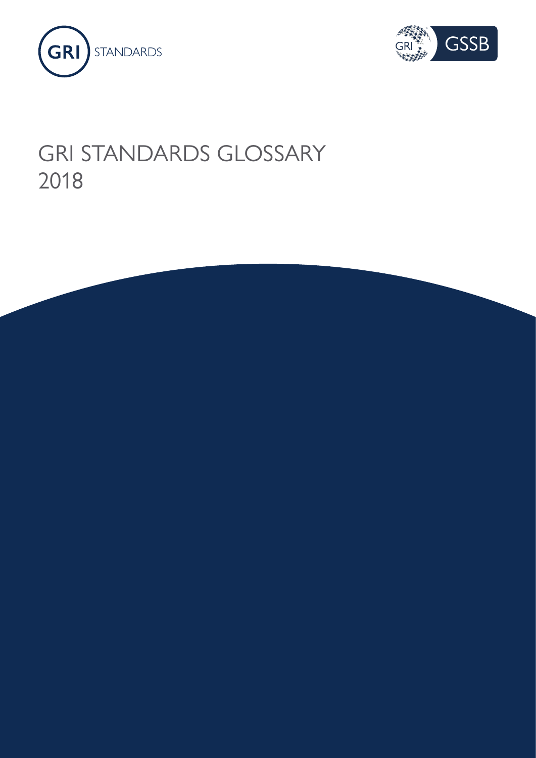GRI STANDARDS

GSSB

# GRI STANDARDS GLOSSARY 2018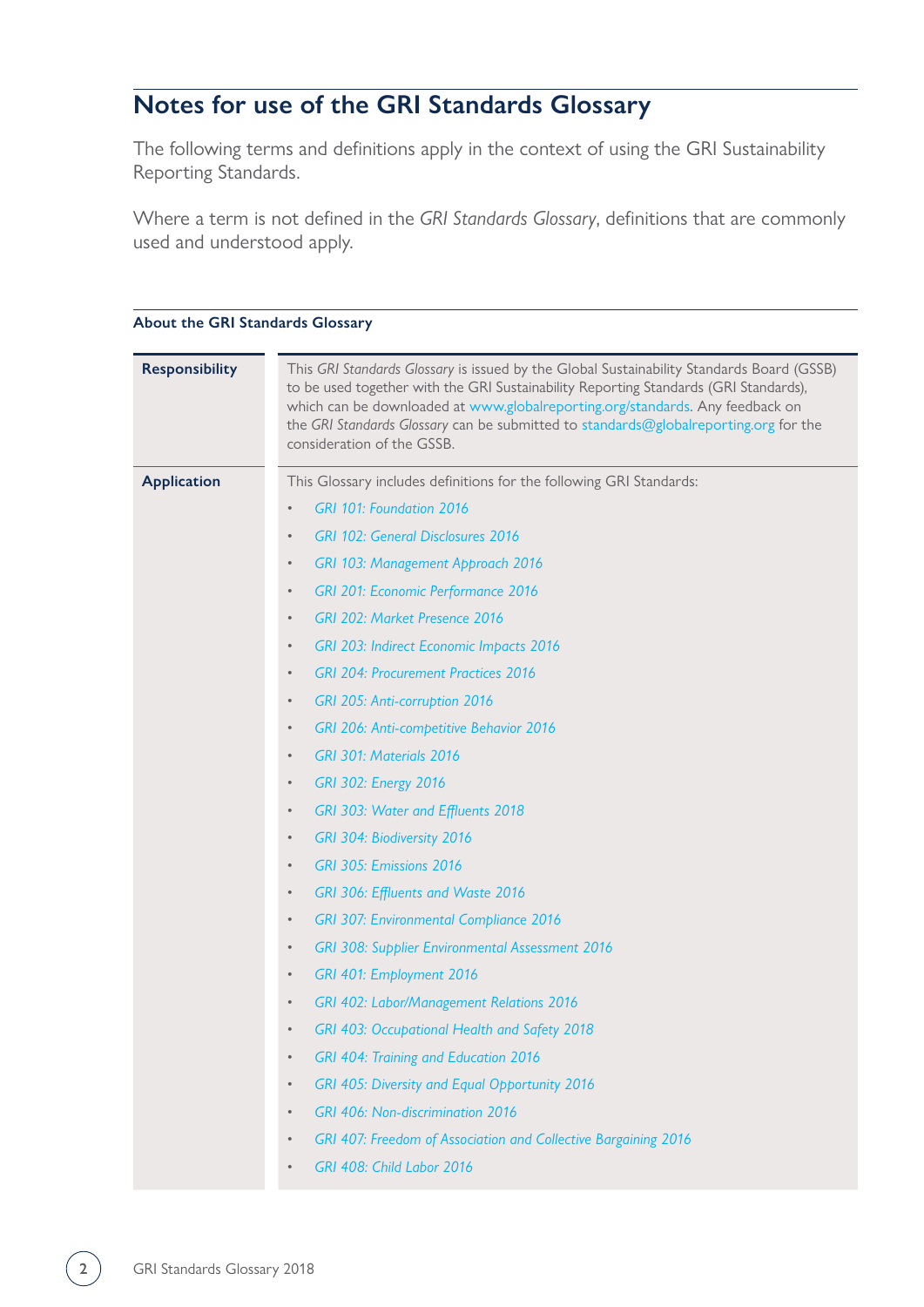## Notes for use of the GRI Standards Glossary

The following terms and definitions apply in the context of using the GRI Sustainability Reporting Standards.

Where a term is not defined in the *GRI Standards Glossary*, definitions that are commonly used and understood apply.

**About the GRI Standards Glossary**

| | |
|---|---|
| **Responsibility** | This *GRI Standards Glossary* is issued by the Global Sustainability Standards Board (GSSB) to be used together with the GRI Sustainability Reporting Standards (GRI Standards), which can be downloaded at www.globalreporting.org/standards. Any feedback on the *GRI Standards Glossary* can be submitted to standards@globalreporting.org for the consideration of the GSSB. |
| **Application** | This Glossary includes definitions for the following GRI Standards:<br>• *GRI 101: Foundation 2016*<br>• *GRI 102: General Disclosures 2016*<br>• *GRI 103: Management Approach 2016*<br>• *GRI 201: Economic Performance 2016*<br>• *GRI 202: Market Presence 2016*<br>• *GRI 203: Indirect Economic Impacts 2016*<br>• *GRI 204: Procurement Practices 2016*<br>• *GRI 205: Anti-corruption 2016*<br>• *GRI 206: Anti-competitive Behavior 2016*<br>• *GRI 301: Materials 2016*<br>• *GRI 302: Energy 2016*<br>• *GRI 303: Water and Effluents 2018*<br>• *GRI 304: Biodiversity 2016*<br>• *GRI 305: Emissions 2016*<br>• *GRI 306: Effluents and Waste 2016*<br>• *GRI 307: Environmental Compliance 2016*<br>• *GRI 308: Supplier Environmental Assessment 2016*<br>• *GRI 401: Employment 2016*<br>• *GRI 402: Labor/Management Relations 2016*<br>• *GRI 403: Occupational Health and Safety 2018*<br>• *GRI 404: Training and Education 2016*<br>• *GRI 405: Diversity and Equal Opportunity 2016*<br>• *GRI 406: Non-discrimination 2016*<br>• *GRI 407: Freedom of Association and Collective Bargaining 2016*<br>• *GRI 408: Child Labor 2016* |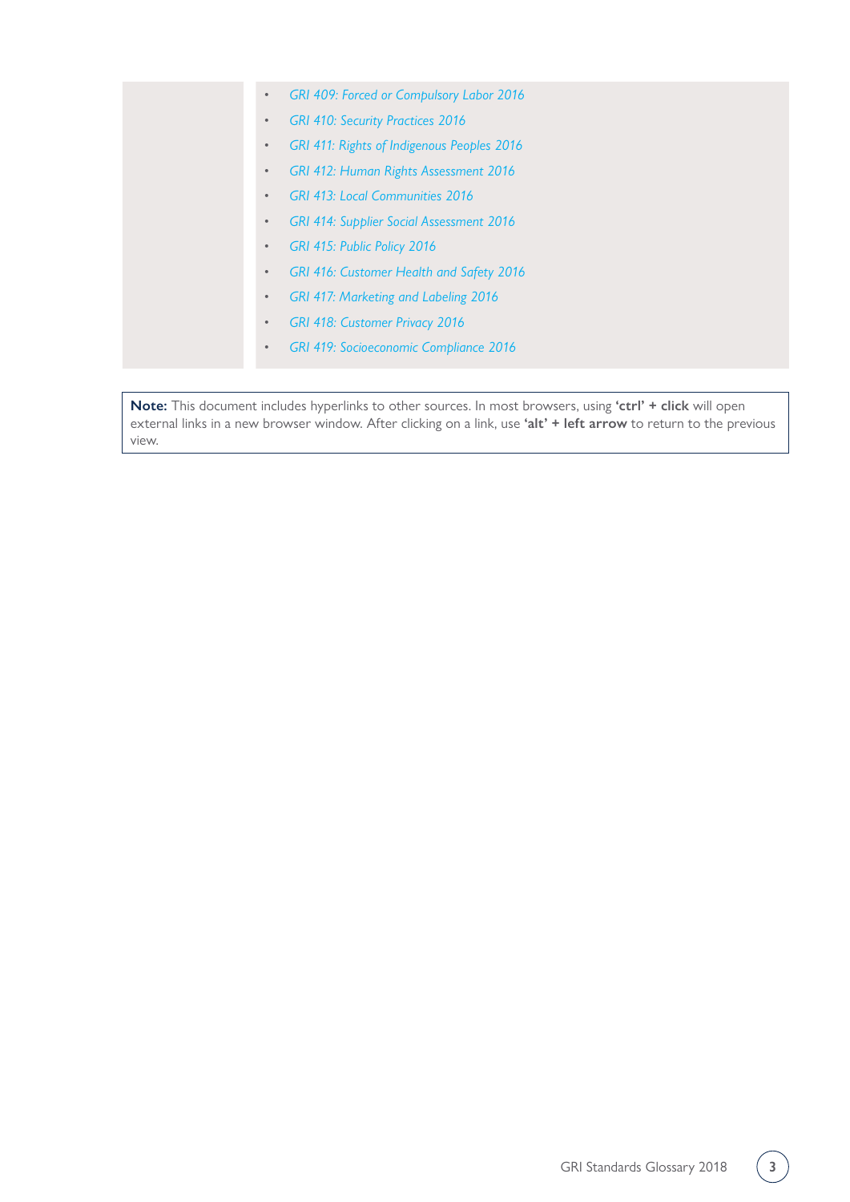- *GRI 409: Forced or Compulsory Labor 2016*
- *GRI 410: Security Practices 2016*
- *GRI 411: Rights of Indigenous Peoples 2016*
- *GRI 412: Human Rights Assessment 2016*
- *GRI 413: Local Communities 2016*
- *GRI 414: Supplier Social Assessment 2016*
- *GRI 415: Public Policy 2016*
- *GRI 416: Customer Health and Safety 2016*
- *GRI 417: Marketing and Labeling 2016*
- *GRI 418: Customer Privacy 2016*
- *GRI 419: Socioeconomic Compliance 2016*

**Note:** This document includes hyperlinks to other sources. In most browsers, using **'ctrl' + click** will open external links in a new browser window. After clicking on a link, use **'alt' + left arrow** to return to the previous view.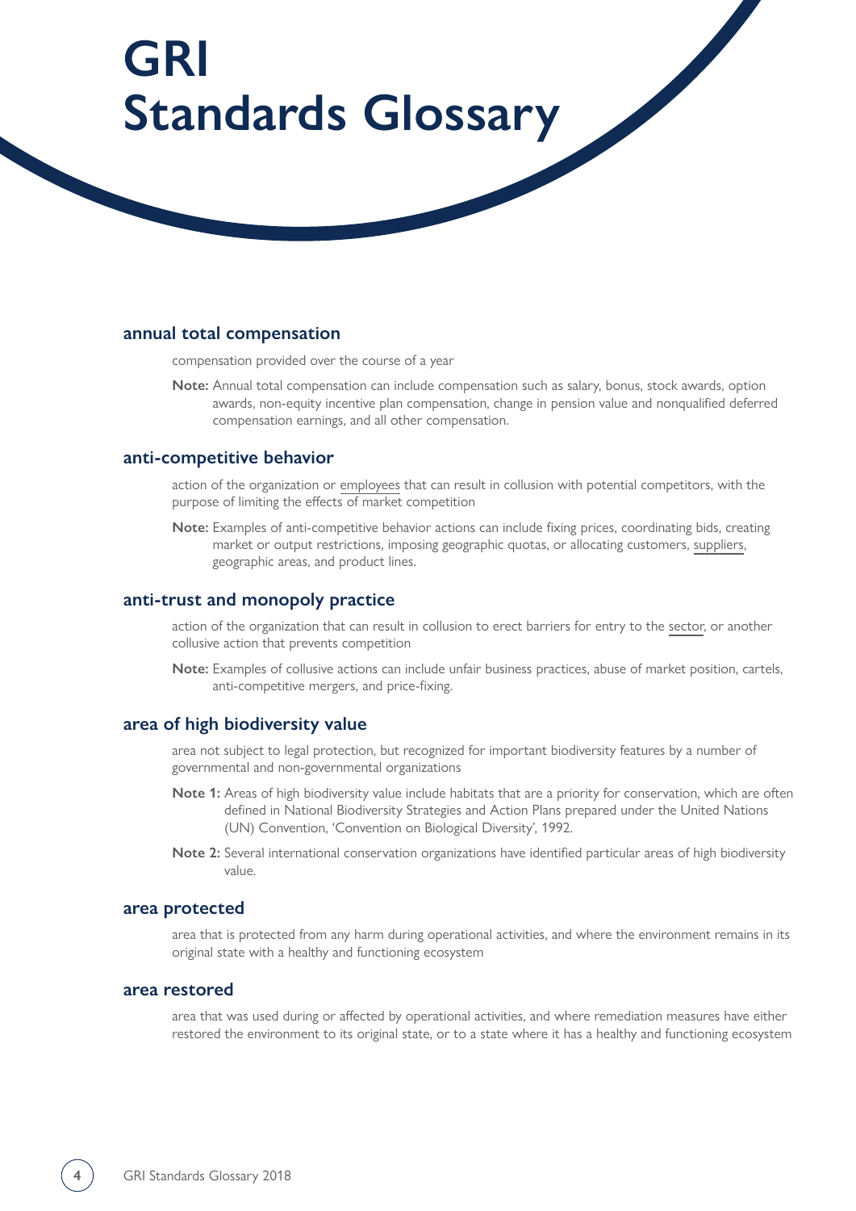# GRI Standards Glossary

### annual total compensation

compensation provided over the course of a year

**Note:** Annual total compensation can include compensation such as salary, bonus, stock awards, option awards, non-equity incentive plan compensation, change in pension value and nonqualified deferred compensation earnings, and all other compensation.

### anti-competitive behavior

action of the organization or employees that can result in collusion with potential competitors, with the purpose of limiting the effects of market competition

**Note:** Examples of anti-competitive behavior actions can include fixing prices, coordinating bids, creating market or output restrictions, imposing geographic quotas, or allocating customers, suppliers, geographic areas, and product lines.

### anti-trust and monopoly practice

action of the organization that can result in collusion to erect barriers for entry to the sector, or another collusive action that prevents competition

**Note:** Examples of collusive actions can include unfair business practices, abuse of market position, cartels, anti-competitive mergers, and price-fixing.

### area of high biodiversity value

area not subject to legal protection, but recognized for important biodiversity features by a number of governmental and non-governmental organizations

**Note 1:** Areas of high biodiversity value include habitats that are a priority for conservation, which are often defined in National Biodiversity Strategies and Action Plans prepared under the United Nations (UN) Convention, 'Convention on Biological Diversity', 1992.

**Note 2:** Several international conservation organizations have identified particular areas of high biodiversity value.

### area protected

area that is protected from any harm during operational activities, and where the environment remains in its original state with a healthy and functioning ecosystem

### area restored

area that was used during or affected by operational activities, and where remediation measures have either restored the environment to its original state, or to a state where it has a healthy and functioning ecosystem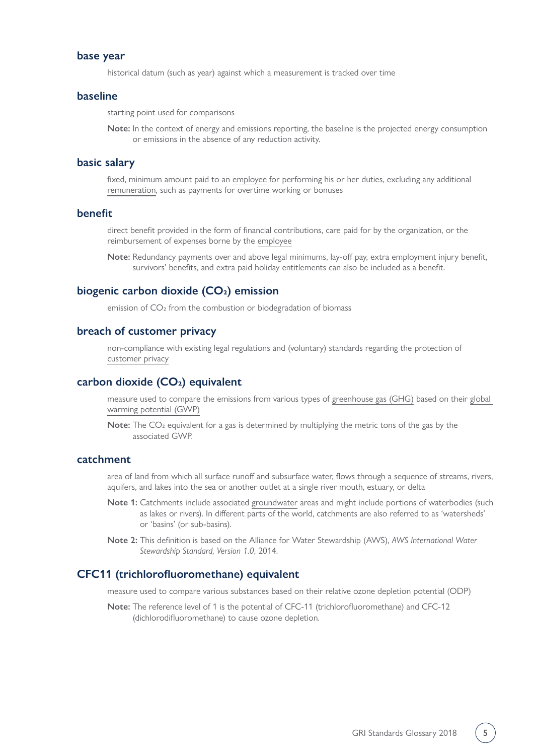## base year

historical datum (such as year) against which a measurement is tracked over time

## baseline

starting point used for comparisons

**Note:** In the context of energy and emissions reporting, the baseline is the projected energy consumption or emissions in the absence of any reduction activity.

## basic salary

fixed, minimum amount paid to an employee for performing his or her duties, excluding any additional remuneration, such as payments for overtime working or bonuses

## benefit

direct benefit provided in the form of financial contributions, care paid for by the organization, or the reimbursement of expenses borne by the employee

**Note:** Redundancy payments over and above legal minimums, lay-off pay, extra employment injury benefit, survivors' benefits, and extra paid holiday entitlements can also be included as a benefit.

## biogenic carbon dioxide ($CO_2$) emission

emission of $CO_2$ from the combustion or biodegradation of biomass

## breach of customer privacy

non-compliance with existing legal regulations and (voluntary) standards regarding the protection of customer privacy

## carbon dioxide ($CO_2$) equivalent

measure used to compare the emissions from various types of greenhouse gas (GHG) based on their global warming potential (GWP)

**Note:** The $CO_2$ equivalent for a gas is determined by multiplying the metric tons of the gas by the associated GWP.

## catchment

area of land from which all surface runoff and subsurface water, flows through a sequence of streams, rivers, aquifers, and lakes into the sea or another outlet at a single river mouth, estuary, or delta

**Note 1:** Catchments include associated groundwater areas and might include portions of waterbodies (such as lakes or rivers). In different parts of the world, catchments are also referred to as 'watersheds' or 'basins' (or sub-basins).

**Note 2:** This definition is based on the Alliance for Water Stewardship (AWS), *AWS International Water Stewardship Standard, Version 1.0*, 2014.

## CFC11 (trichlorofluoromethane) equivalent

measure used to compare various substances based on their relative ozone depletion potential (ODP)

**Note:** The reference level of 1 is the potential of CFC-11 (trichlorofluoromethane) and CFC-12 (dichlorodifluoromethane) to cause ozone depletion.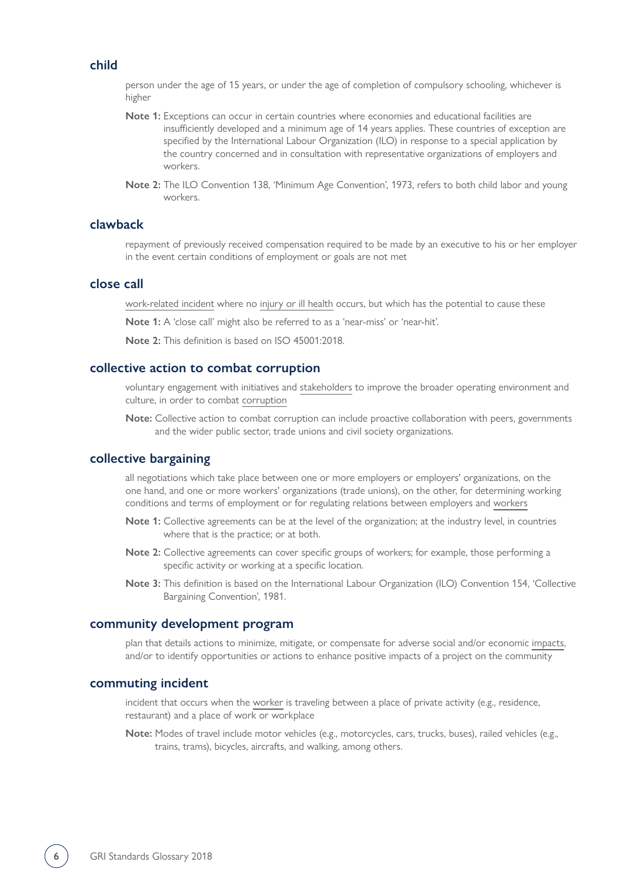## child

person under the age of 15 years, or under the age of completion of compulsory schooling, whichever is higher

**Note 1:** Exceptions can occur in certain countries where economies and educational facilities are insufficiently developed and a minimum age of 14 years applies. These countries of exception are specified by the International Labour Organization (ILO) in response to a special application by the country concerned and in consultation with representative organizations of employers and workers.

**Note 2:** The ILO Convention 138, 'Minimum Age Convention', 1973, refers to both child labor and young workers.

## clawback

repayment of previously received compensation required to be made by an executive to his or her employer in the event certain conditions of employment or goals are not met

## close call

work-related incident where no injury or ill health occurs, but which has the potential to cause these

**Note 1:** A 'close call' might also be referred to as a 'near-miss' or 'near-hit'.

**Note 2:** This definition is based on ISO 45001:2018.

## collective action to combat corruption

voluntary engagement with initiatives and stakeholders to improve the broader operating environment and culture, in order to combat corruption

**Note:** Collective action to combat corruption can include proactive collaboration with peers, governments and the wider public sector, trade unions and civil society organizations.

## collective bargaining

all negotiations which take place between one or more employers or employers' organizations, on the one hand, and one or more workers' organizations (trade unions), on the other, for determining working conditions and terms of employment or for regulating relations between employers and workers

**Note 1:** Collective agreements can be at the level of the organization; at the industry level, in countries where that is the practice; or at both.

**Note 2:** Collective agreements can cover specific groups of workers; for example, those performing a specific activity or working at a specific location.

**Note 3:** This definition is based on the International Labour Organization (ILO) Convention 154, 'Collective Bargaining Convention', 1981.

## community development program

plan that details actions to minimize, mitigate, or compensate for adverse social and/or economic impacts, and/or to identify opportunities or actions to enhance positive impacts of a project on the community

## commuting incident

incident that occurs when the worker is traveling between a place of private activity (e.g., residence, restaurant) and a place of work or workplace

**Note:** Modes of travel include motor vehicles (e.g., motorcycles, cars, trucks, buses), railed vehicles (e.g., trains, trams), bicycles, aircrafts, and walking, among others.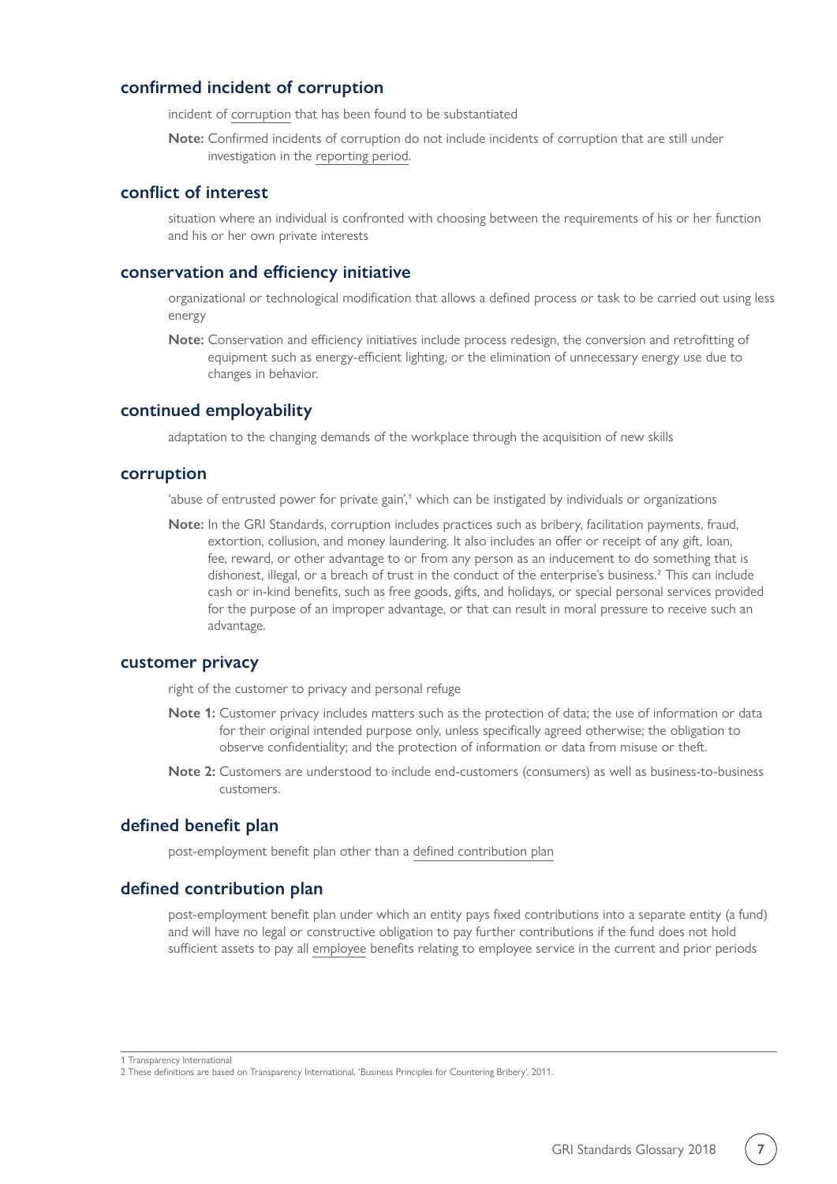### confirmed incident of corruption

incident of corruption that has been found to be substantiated

**Note:** Confirmed incidents of corruption do not include incidents of corruption that are still under investigation in the reporting period.

### conflict of interest

situation where an individual is confronted with choosing between the requirements of his or her function and his or her own private interests

### conservation and efficiency initiative

organizational or technological modification that allows a defined process or task to be carried out using less energy

**Note:** Conservation and efficiency initiatives include process redesign, the conversion and retrofitting of equipment such as energy-efficient lighting, or the elimination of unnecessary energy use due to changes in behavior.

### continued employability

adaptation to the changing demands of the workplace through the acquisition of new skills

### corruption

'abuse of entrusted power for private gain',[1] which can be instigated by individuals or organizations

**Note:** In the GRI Standards, corruption includes practices such as bribery, facilitation payments, fraud, extortion, collusion, and money laundering. It also includes an offer or receipt of any gift, loan, fee, reward, or other advantage to or from any person as an inducement to do something that is dishonest, illegal, or a breach of trust in the conduct of the enterprise's business.[2] This can include cash or in-kind benefits, such as free goods, gifts, and holidays, or special personal services provided for the purpose of an improper advantage, or that can result in moral pressure to receive such an advantage.

### customer privacy

right of the customer to privacy and personal refuge

**Note 1:** Customer privacy includes matters such as the protection of data; the use of information or data for their original intended purpose only, unless specifically agreed otherwise; the obligation to observe confidentiality; and the protection of information or data from misuse or theft.

**Note 2:** Customers are understood to include end-customers (consumers) as well as business-to-business customers.

### defined benefit plan

post-employment benefit plan other than a defined contribution plan

### defined contribution plan

post-employment benefit plan under which an entity pays fixed contributions into a separate entity (a fund) and will have no legal or constructive obligation to pay further contributions if the fund does not hold sufficient assets to pay all employee benefits relating to employee service in the current and prior periods

---

1 Transparency International

2 These definitions are based on Transparency International, 'Business Principles for Countering Bribery', 2011.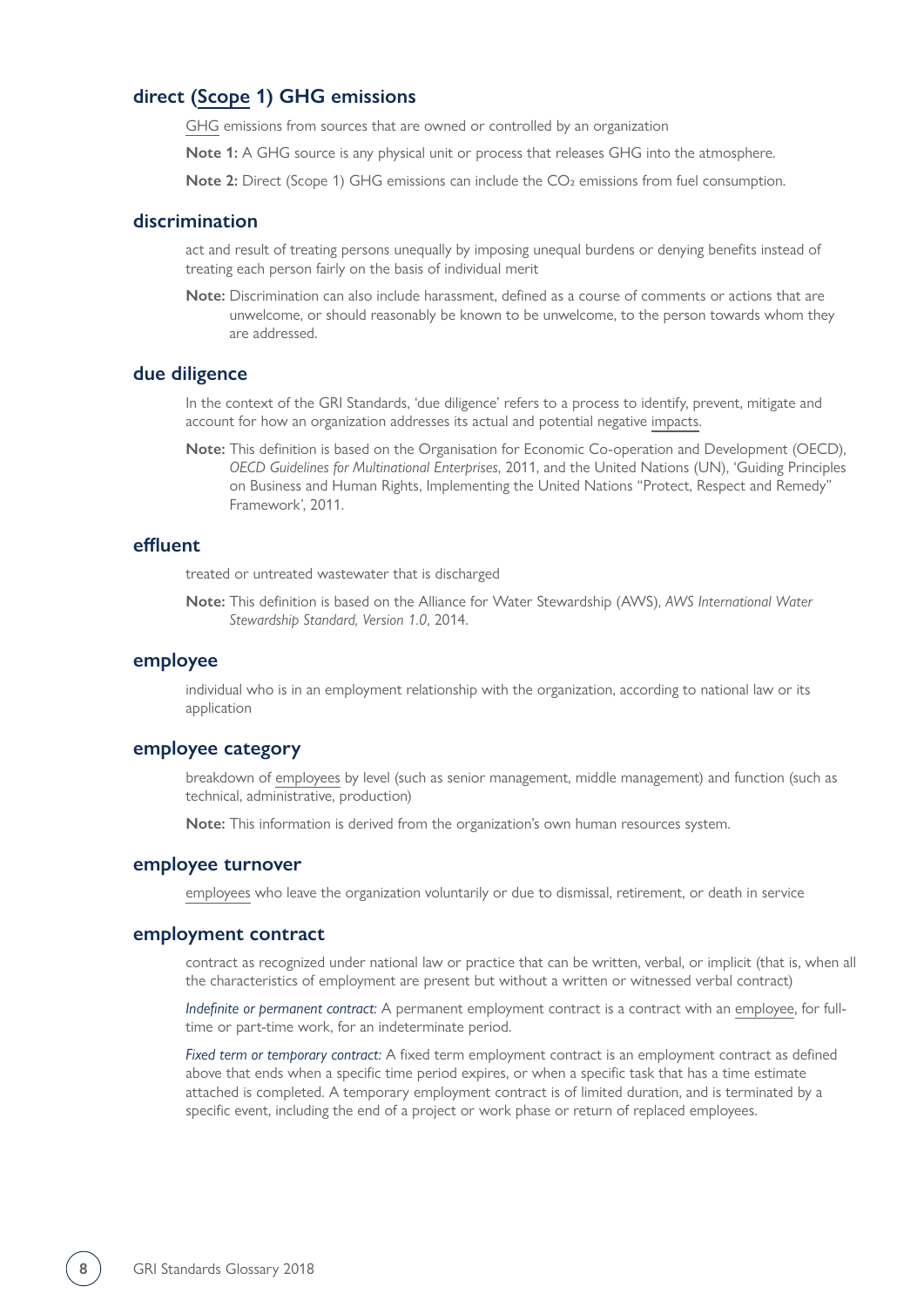## direct (Scope 1) GHG emissions

GHG emissions from sources that are owned or controlled by an organization

**Note 1:** A GHG source is any physical unit or process that releases GHG into the atmosphere.

**Note 2:** Direct (Scope 1) GHG emissions can include the $CO_2$ emissions from fuel consumption.

## discrimination

act and result of treating persons unequally by imposing unequal burdens or denying benefits instead of treating each person fairly on the basis of individual merit

**Note:** Discrimination can also include harassment, defined as a course of comments or actions that are unwelcome, or should reasonably be known to be unwelcome, to the person towards whom they are addressed.

## due diligence

In the context of the GRI Standards, 'due diligence' refers to a process to identify, prevent, mitigate and account for how an organization addresses its actual and potential negative impacts.

**Note:** This definition is based on the Organisation for Economic Co-operation and Development (OECD), *OECD Guidelines for Multinational Enterprises*, 2011, and the United Nations (UN), 'Guiding Principles on Business and Human Rights, Implementing the United Nations "Protect, Respect and Remedy" Framework', 2011.

## effluent

treated or untreated wastewater that is discharged

**Note:** This definition is based on the Alliance for Water Stewardship (AWS), *AWS International Water Stewardship Standard, Version 1.0*, 2014.

## employee

individual who is in an employment relationship with the organization, according to national law or its application

## employee category

breakdown of employees by level (such as senior management, middle management) and function (such as technical, administrative, production)

**Note:** This information is derived from the organization's own human resources system.

## employee turnover

employees who leave the organization voluntarily or due to dismissal, retirement, or death in service

## employment contract

contract as recognized under national law or practice that can be written, verbal, or implicit (that is, when all the characteristics of employment are present but without a written or witnessed verbal contract)

*Indefinite or permanent contract:* A permanent employment contract is a contract with an employee, for full-time or part-time work, for an indeterminate period.

*Fixed term or temporary contract:* A fixed term employment contract is an employment contract as defined above that ends when a specific time period expires, or when a specific task that has a time estimate attached is completed. A temporary employment contract is of limited duration, and is terminated by a specific event, including the end of a project or work phase or return of replaced employees.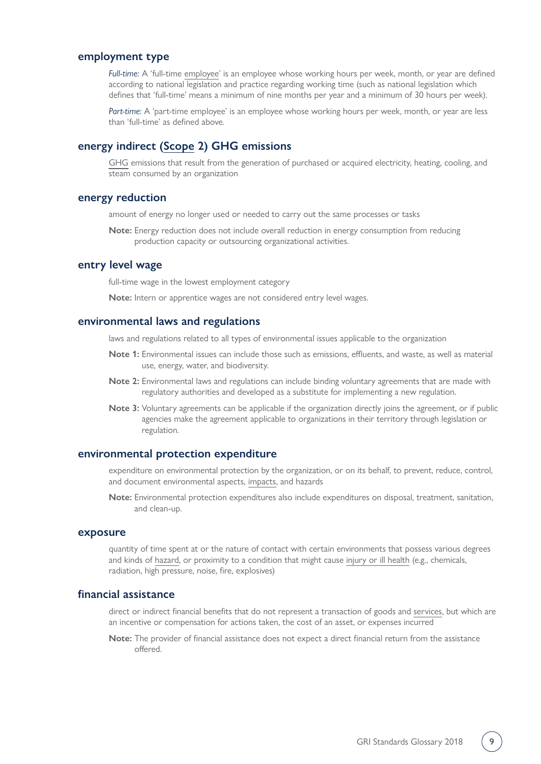### employment type

*Full-time:* A 'full-time employee' is an employee whose working hours per week, month, or year are defined according to national legislation and practice regarding working time (such as national legislation which defines that 'full-time' means a minimum of nine months per year and a minimum of 30 hours per week).

*Part-time:* A 'part-time employee' is an employee whose working hours per week, month, or year are less than 'full-time' as defined above.

### energy indirect (Scope 2) GHG emissions

GHG emissions that result from the generation of purchased or acquired electricity, heating, cooling, and steam consumed by an organization

### energy reduction

amount of energy no longer used or needed to carry out the same processes or tasks

**Note:** Energy reduction does not include overall reduction in energy consumption from reducing production capacity or outsourcing organizational activities.

### entry level wage

full-time wage in the lowest employment category

**Note:** Intern or apprentice wages are not considered entry level wages.

### environmental laws and regulations

laws and regulations related to all types of environmental issues applicable to the organization

**Note 1:** Environmental issues can include those such as emissions, effluents, and waste, as well as material use, energy, water, and biodiversity.

**Note 2:** Environmental laws and regulations can include binding voluntary agreements that are made with regulatory authorities and developed as a substitute for implementing a new regulation.

**Note 3:** Voluntary agreements can be applicable if the organization directly joins the agreement, or if public agencies make the agreement applicable to organizations in their territory through legislation or regulation.

### environmental protection expenditure

expenditure on environmental protection by the organization, or on its behalf, to prevent, reduce, control, and document environmental aspects, impacts, and hazards

**Note:** Environmental protection expenditures also include expenditures on disposal, treatment, sanitation, and clean-up.

### exposure

quantity of time spent at or the nature of contact with certain environments that possess various degrees and kinds of hazard, or proximity to a condition that might cause injury or ill health (e.g., chemicals, radiation, high pressure, noise, fire, explosives)

### financial assistance

direct or indirect financial benefits that do not represent a transaction of goods and services, but which are an incentive or compensation for actions taken, the cost of an asset, or expenses incurred

**Note:** The provider of financial assistance does not expect a direct financial return from the assistance offered.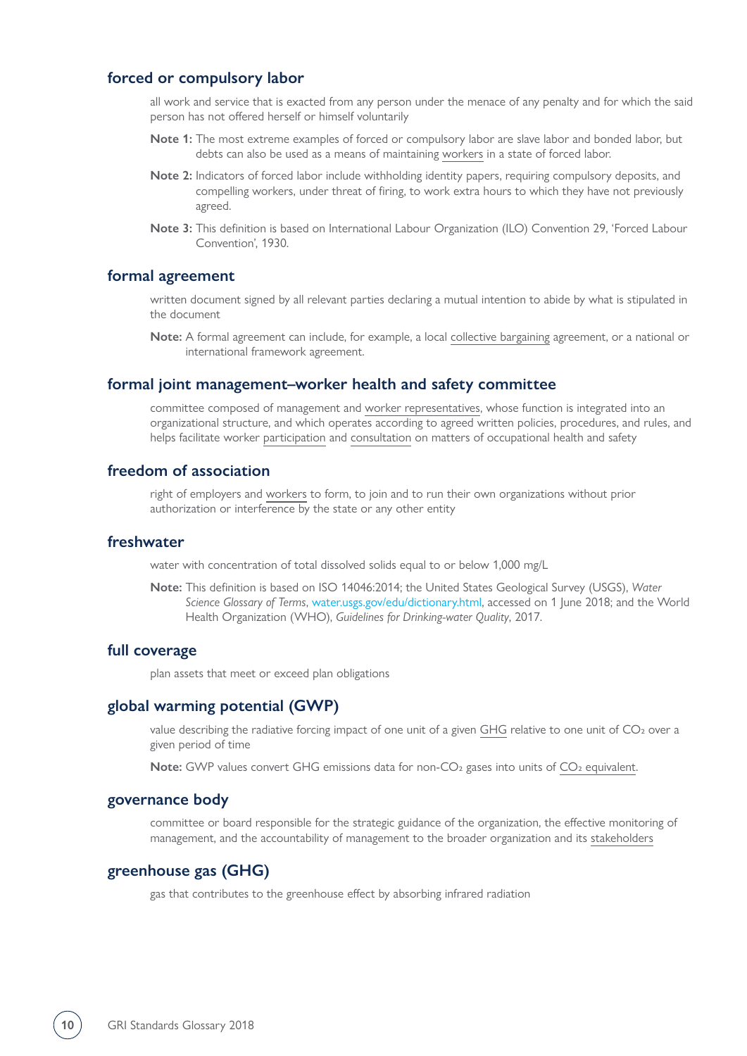## forced or compulsory labor

all work and service that is exacted from any person under the menace of any penalty and for which the said person has not offered herself or himself voluntarily

**Note 1:** The most extreme examples of forced or compulsory labor are slave labor and bonded labor, but debts can also be used as a means of maintaining workers in a state of forced labor.

**Note 2:** Indicators of forced labor include withholding identity papers, requiring compulsory deposits, and compelling workers, under threat of firing, to work extra hours to which they have not previously agreed.

**Note 3:** This definition is based on International Labour Organization (ILO) Convention 29, 'Forced Labour Convention', 1930.

## formal agreement

written document signed by all relevant parties declaring a mutual intention to abide by what is stipulated in the document

**Note:** A formal agreement can include, for example, a local collective bargaining agreement, or a national or international framework agreement.

## formal joint management–worker health and safety committee

committee composed of management and worker representatives, whose function is integrated into an organizational structure, and which operates according to agreed written policies, procedures, and rules, and helps facilitate worker participation and consultation on matters of occupational health and safety

## freedom of association

right of employers and workers to form, to join and to run their own organizations without prior authorization or interference by the state or any other entity

## freshwater

water with concentration of total dissolved solids equal to or below 1,000 mg/L

**Note:** This definition is based on ISO 14046:2014; the United States Geological Survey (USGS), *Water Science Glossary of Terms*, water.usgs.gov/edu/dictionary.html, accessed on 1 June 2018; and the World Health Organization (WHO), *Guidelines for Drinking-water Quality*, 2017.

## full coverage

plan assets that meet or exceed plan obligations

## global warming potential (GWP)

value describing the radiative forcing impact of one unit of a given GHG relative to one unit of $CO_2$ over a given period of time

**Note:** GWP values convert GHG emissions data for non-$CO_2$ gases into units of $CO_2$ equivalent.

## governance body

committee or board responsible for the strategic guidance of the organization, the effective monitoring of management, and the accountability of management to the broader organization and its stakeholders

## greenhouse gas (GHG)

gas that contributes to the greenhouse effect by absorbing infrared radiation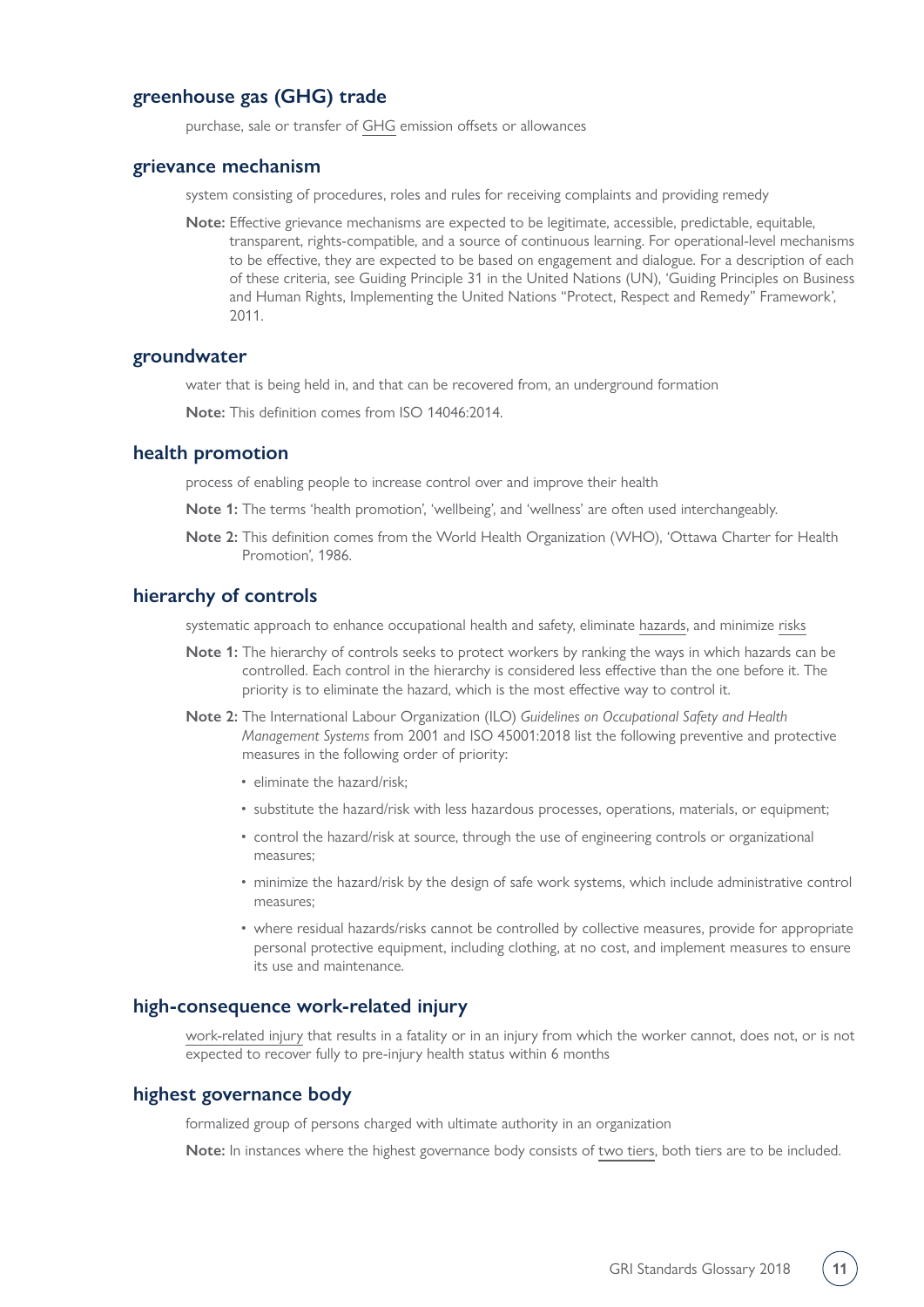## greenhouse gas (GHG) trade

purchase, sale or transfer of GHG emission offsets or allowances

## grievance mechanism

system consisting of procedures, roles and rules for receiving complaints and providing remedy

**Note:** Effective grievance mechanisms are expected to be legitimate, accessible, predictable, equitable, transparent, rights-compatible, and a source of continuous learning. For operational-level mechanisms to be effective, they are expected to be based on engagement and dialogue. For a description of each of these criteria, see Guiding Principle 31 in the United Nations (UN), 'Guiding Principles on Business and Human Rights, Implementing the United Nations "Protect, Respect and Remedy" Framework', 2011.

## groundwater

water that is being held in, and that can be recovered from, an underground formation

**Note:** This definition comes from ISO 14046:2014.

## health promotion

process of enabling people to increase control over and improve their health

**Note 1:** The terms 'health promotion', 'wellbeing', and 'wellness' are often used interchangeably.

**Note 2:** This definition comes from the World Health Organization (WHO), 'Ottawa Charter for Health Promotion', 1986.

## hierarchy of controls

systematic approach to enhance occupational health and safety, eliminate hazards, and minimize risks

**Note 1:** The hierarchy of controls seeks to protect workers by ranking the ways in which hazards can be controlled. Each control in the hierarchy is considered less effective than the one before it. The priority is to eliminate the hazard, which is the most effective way to control it.

**Note 2:** The International Labour Organization (ILO) *Guidelines on Occupational Safety and Health Management Systems* from 2001 and ISO 45001:2018 list the following preventive and protective measures in the following order of priority:

- eliminate the hazard/risk;
- substitute the hazard/risk with less hazardous processes, operations, materials, or equipment;
- control the hazard/risk at source, through the use of engineering controls or organizational measures;
- minimize the hazard/risk by the design of safe work systems, which include administrative control measures;
- where residual hazards/risks cannot be controlled by collective measures, provide for appropriate personal protective equipment, including clothing, at no cost, and implement measures to ensure its use and maintenance.

## high-consequence work-related injury

work-related injury that results in a fatality or in an injury from which the worker cannot, does not, or is not expected to recover fully to pre-injury health status within 6 months

## highest governance body

formalized group of persons charged with ultimate authority in an organization

**Note:** In instances where the highest governance body consists of two tiers, both tiers are to be included.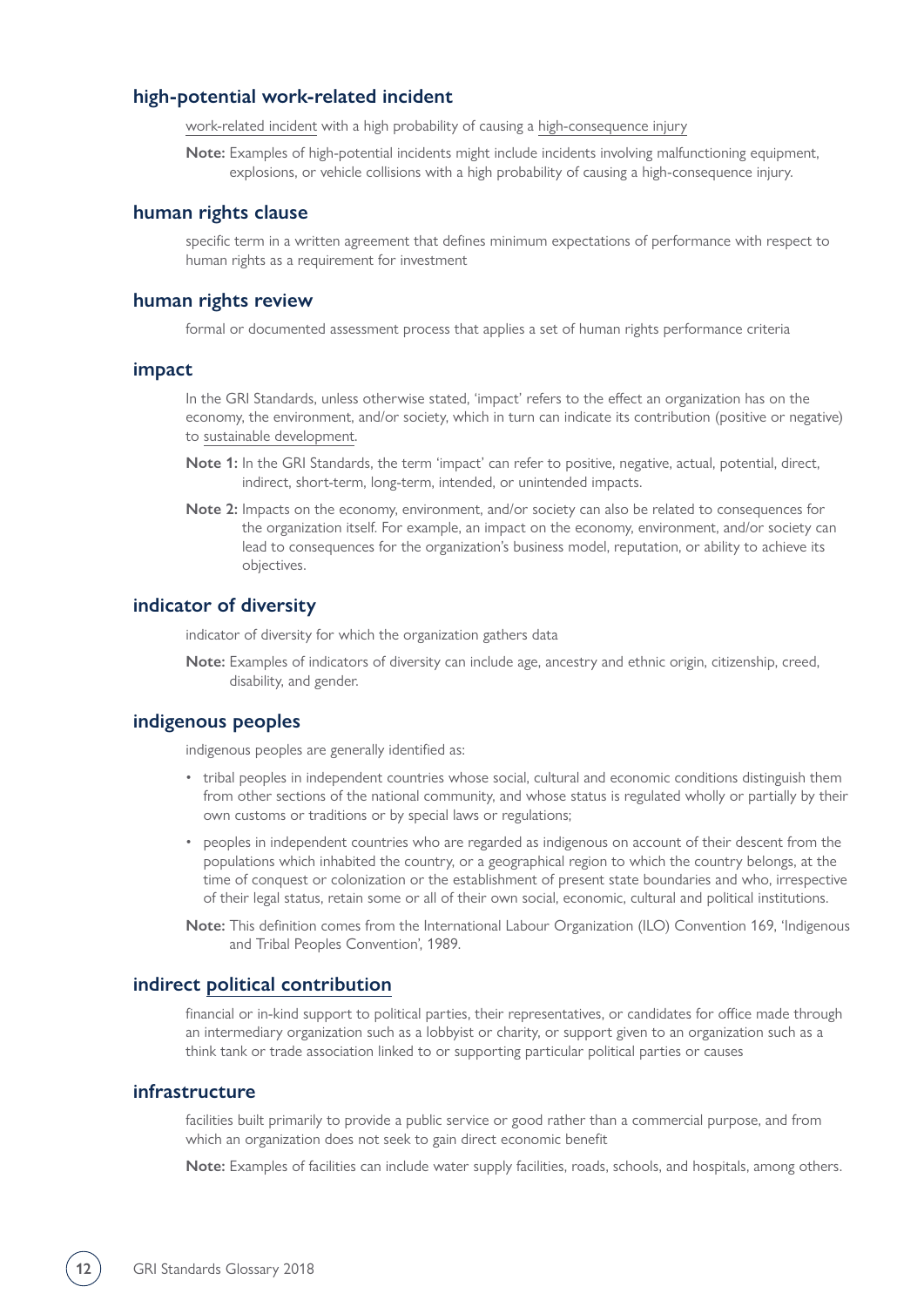### high-potential work-related incident

work-related incident with a high probability of causing a high-consequence injury

**Note:** Examples of high-potential incidents might include incidents involving malfunctioning equipment, explosions, or vehicle collisions with a high probability of causing a high-consequence injury.

### human rights clause

specific term in a written agreement that defines minimum expectations of performance with respect to human rights as a requirement for investment

### human rights review

formal or documented assessment process that applies a set of human rights performance criteria

### impact

In the GRI Standards, unless otherwise stated, 'impact' refers to the effect an organization has on the economy, the environment, and/or society, which in turn can indicate its contribution (positive or negative) to sustainable development.

**Note 1:** In the GRI Standards, the term 'impact' can refer to positive, negative, actual, potential, direct, indirect, short-term, long-term, intended, or unintended impacts.

**Note 2:** Impacts on the economy, environment, and/or society can also be related to consequences for the organization itself. For example, an impact on the economy, environment, and/or society can lead to consequences for the organization's business model, reputation, or ability to achieve its objectives.

### indicator of diversity

indicator of diversity for which the organization gathers data

**Note:** Examples of indicators of diversity can include age, ancestry and ethnic origin, citizenship, creed, disability, and gender.

### indigenous peoples

indigenous peoples are generally identified as:

- tribal peoples in independent countries whose social, cultural and economic conditions distinguish them from other sections of the national community, and whose status is regulated wholly or partially by their own customs or traditions or by special laws or regulations;
- peoples in independent countries who are regarded as indigenous on account of their descent from the populations which inhabited the country, or a geographical region to which the country belongs, at the time of conquest or colonization or the establishment of present state boundaries and who, irrespective of their legal status, retain some or all of their own social, economic, cultural and political institutions.

**Note:** This definition comes from the International Labour Organization (ILO) Convention 169, 'Indigenous and Tribal Peoples Convention', 1989.

### indirect political contribution

financial or in-kind support to political parties, their representatives, or candidates for office made through an intermediary organization such as a lobbyist or charity, or support given to an organization such as a think tank or trade association linked to or supporting particular political parties or causes

### infrastructure

facilities built primarily to provide a public service or good rather than a commercial purpose, and from which an organization does not seek to gain direct economic benefit

**Note:** Examples of facilities can include water supply facilities, roads, schools, and hospitals, among others.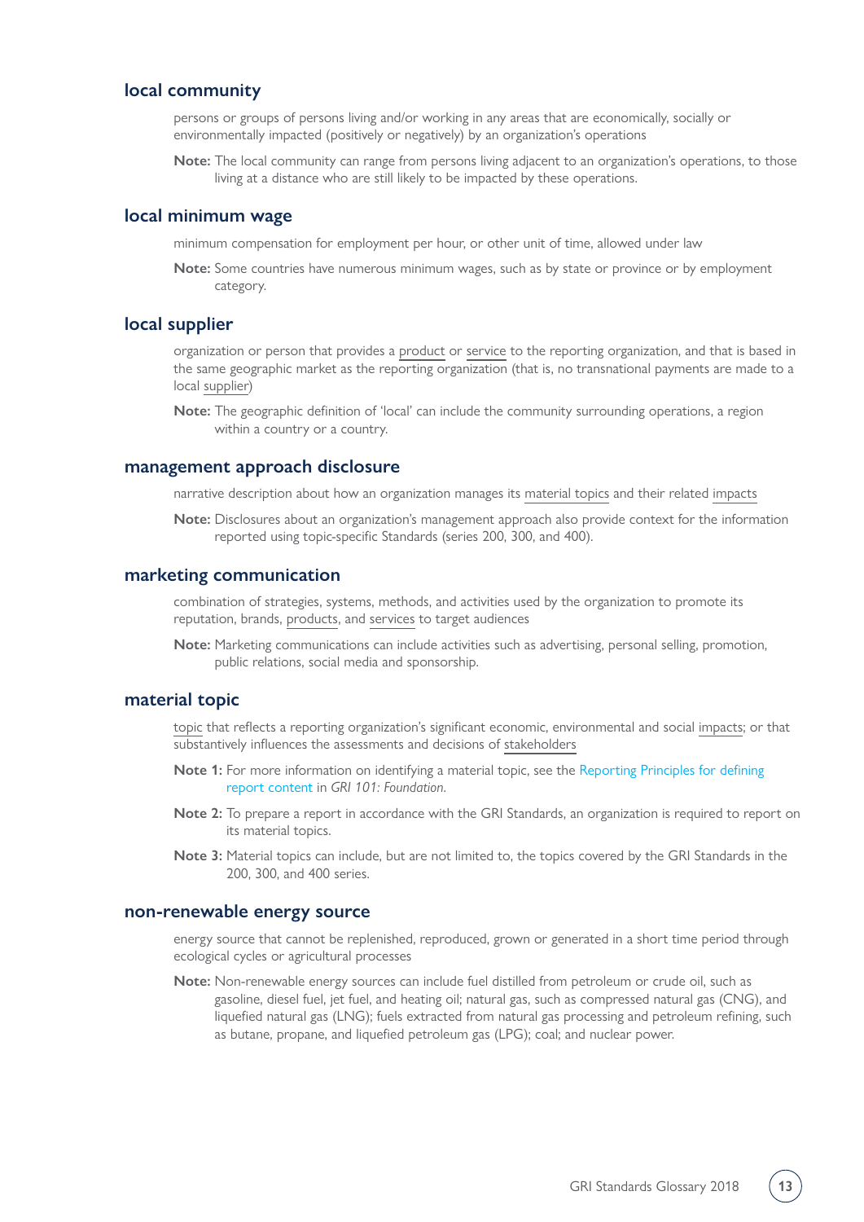## local community

persons or groups of persons living and/or working in any areas that are economically, socially or environmentally impacted (positively or negatively) by an organization's operations

**Note:** The local community can range from persons living adjacent to an organization's operations, to those living at a distance who are still likely to be impacted by these operations.

## local minimum wage

minimum compensation for employment per hour, or other unit of time, allowed under law

**Note:** Some countries have numerous minimum wages, such as by state or province or by employment category.

## local supplier

organization or person that provides a product or service to the reporting organization, and that is based in the same geographic market as the reporting organization (that is, no transnational payments are made to a local supplier)

**Note:** The geographic definition of 'local' can include the community surrounding operations, a region within a country or a country.

## management approach disclosure

narrative description about how an organization manages its material topics and their related impacts

**Note:** Disclosures about an organization's management approach also provide context for the information reported using topic-specific Standards (series 200, 300, and 400).

## marketing communication

combination of strategies, systems, methods, and activities used by the organization to promote its reputation, brands, products, and services to target audiences

**Note:** Marketing communications can include activities such as advertising, personal selling, promotion, public relations, social media and sponsorship.

## material topic

topic that reflects a reporting organization's significant economic, environmental and social impacts; or that substantively influences the assessments and decisions of stakeholders

**Note 1:** For more information on identifying a material topic, see the Reporting Principles for defining report content in *GRI 101: Foundation*.

**Note 2:** To prepare a report in accordance with the GRI Standards, an organization is required to report on its material topics.

**Note 3:** Material topics can include, but are not limited to, the topics covered by the GRI Standards in the 200, 300, and 400 series.

## non-renewable energy source

energy source that cannot be replenished, reproduced, grown or generated in a short time period through ecological cycles or agricultural processes

**Note:** Non-renewable energy sources can include fuel distilled from petroleum or crude oil, such as gasoline, diesel fuel, jet fuel, and heating oil; natural gas, such as compressed natural gas (CNG), and liquefied natural gas (LNG); fuels extracted from natural gas processing and petroleum refining, such as butane, propane, and liquefied petroleum gas (LPG); coal; and nuclear power.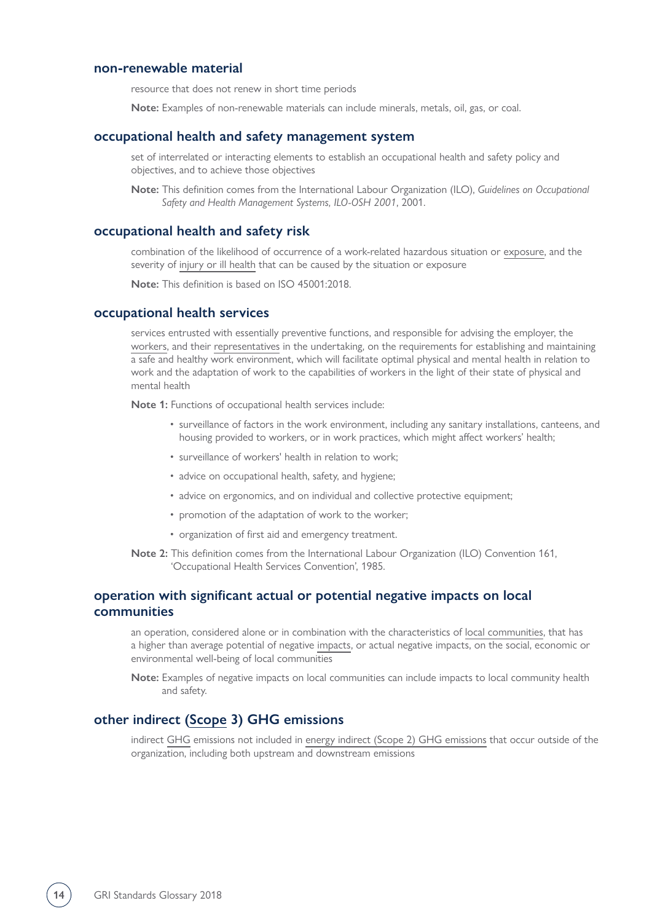### non-renewable material

resource that does not renew in short time periods

**Note:** Examples of non-renewable materials can include minerals, metals, oil, gas, or coal.

### occupational health and safety management system

set of interrelated or interacting elements to establish an occupational health and safety policy and objectives, and to achieve those objectives

**Note:** This definition comes from the International Labour Organization (ILO), *Guidelines on Occupational Safety and Health Management Systems, ILO-OSH 2001*, 2001.

### occupational health and safety risk

combination of the likelihood of occurrence of a work-related hazardous situation or exposure, and the severity of injury or ill health that can be caused by the situation or exposure

**Note:** This definition is based on ISO 45001:2018.

### occupational health services

services entrusted with essentially preventive functions, and responsible for advising the employer, the workers, and their representatives in the undertaking, on the requirements for establishing and maintaining a safe and healthy work environment, which will facilitate optimal physical and mental health in relation to work and the adaptation of work to the capabilities of workers in the light of their state of physical and mental health

**Note 1:** Functions of occupational health services include:

- surveillance of factors in the work environment, including any sanitary installations, canteens, and housing provided to workers, or in work practices, which might affect workers' health;
- surveillance of workers' health in relation to work;
- advice on occupational health, safety, and hygiene;
- advice on ergonomics, and on individual and collective protective equipment;
- promotion of the adaptation of work to the worker;
- organization of first aid and emergency treatment.

**Note 2:** This definition comes from the International Labour Organization (ILO) Convention 161, 'Occupational Health Services Convention', 1985.

### operation with significant actual or potential negative impacts on local communities

an operation, considered alone or in combination with the characteristics of local communities, that has a higher than average potential of negative impacts, or actual negative impacts, on the social, economic or environmental well-being of local communities

**Note:** Examples of negative impacts on local communities can include impacts to local community health and safety.

### other indirect (Scope 3) GHG emissions

indirect GHG emissions not included in energy indirect (Scope 2) GHG emissions that occur outside of the organization, including both upstream and downstream emissions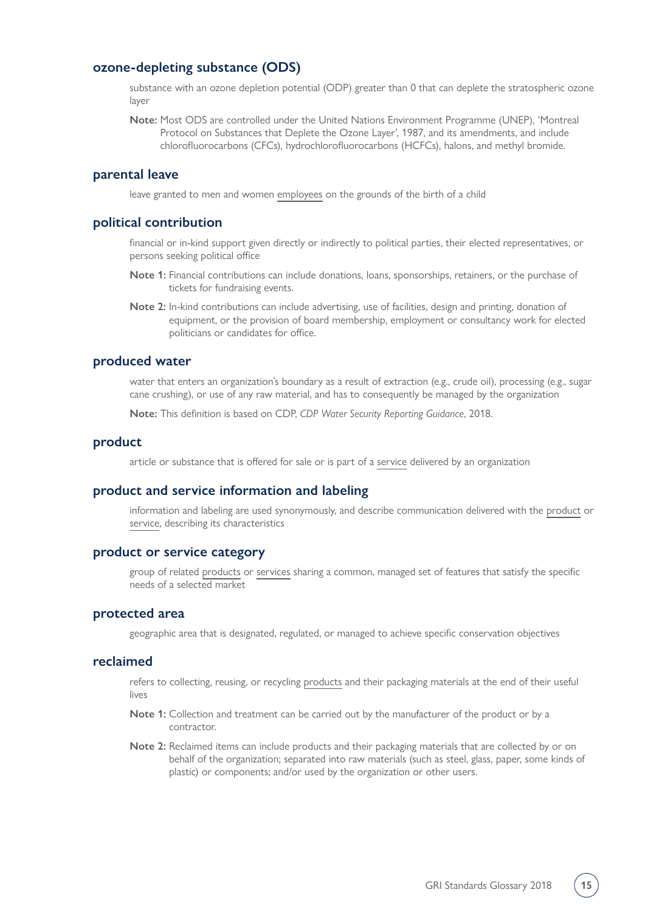## ozone-depleting substance (ODS)

substance with an ozone depletion potential (ODP) greater than 0 that can deplete the stratospheric ozone layer

**Note:** Most ODS are controlled under the United Nations Environment Programme (UNEP), 'Montreal Protocol on Substances that Deplete the Ozone Layer', 1987, and its amendments, and include chlorofluorocarbons (CFCs), hydrochlorofluorocarbons (HCFCs), halons, and methyl bromide.

## parental leave

leave granted to men and women employees on the grounds of the birth of a child

## political contribution

financial or in-kind support given directly or indirectly to political parties, their elected representatives, or persons seeking political office

**Note 1:** Financial contributions can include donations, loans, sponsorships, retainers, or the purchase of tickets for fundraising events.

**Note 2:** In-kind contributions can include advertising, use of facilities, design and printing, donation of equipment, or the provision of board membership, employment or consultancy work for elected politicians or candidates for office.

## produced water

water that enters an organization's boundary as a result of extraction (e.g., crude oil), processing (e.g., sugar cane crushing), or use of any raw material, and has to consequently be managed by the organization

**Note:** This definition is based on CDP, *CDP Water Security Reporting Guidance*, 2018.

## product

article or substance that is offered for sale or is part of a service delivered by an organization

## product and service information and labeling

information and labeling are used synonymously, and describe communication delivered with the product or service, describing its characteristics

## product or service category

group of related products or services sharing a common, managed set of features that satisfy the specific needs of a selected market

## protected area

geographic area that is designated, regulated, or managed to achieve specific conservation objectives

## reclaimed

refers to collecting, reusing, or recycling products and their packaging materials at the end of their useful lives

**Note 1:** Collection and treatment can be carried out by the manufacturer of the product or by a contractor.

**Note 2:** Reclaimed items can include products and their packaging materials that are collected by or on behalf of the organization; separated into raw materials (such as steel, glass, paper, some kinds of plastic) or components; and/or used by the organization or other users.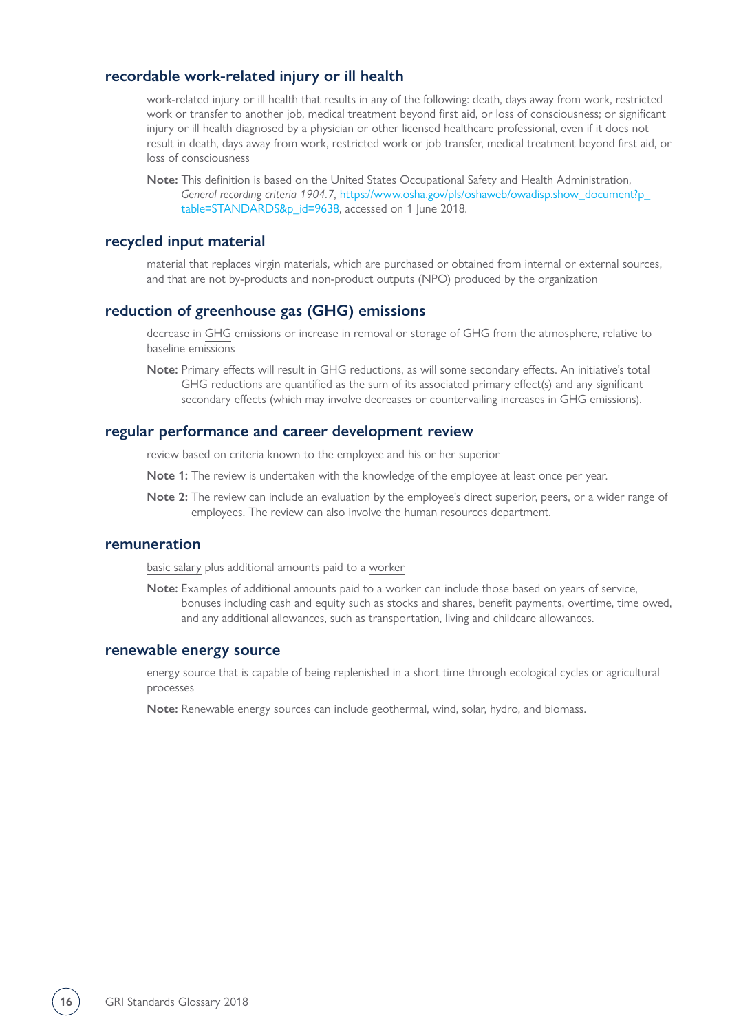## recordable work-related injury or ill health

work-related injury or ill health that results in any of the following: death, days away from work, restricted work or transfer to another job, medical treatment beyond first aid, or loss of consciousness; or significant injury or ill health diagnosed by a physician or other licensed healthcare professional, even if it does not result in death, days away from work, restricted work or job transfer, medical treatment beyond first aid, or loss of consciousness

**Note:** This definition is based on the United States Occupational Safety and Health Administration, *General recording criteria 1904.7*, https://www.osha.gov/pls/oshaweb/owadisp.show_document?p_table=STANDARDS&p_id=9638, accessed on 1 June 2018.

## recycled input material

material that replaces virgin materials, which are purchased or obtained from internal or external sources, and that are not by-products and non-product outputs (NPO) produced by the organization

## reduction of greenhouse gas (GHG) emissions

decrease in GHG emissions or increase in removal or storage of GHG from the atmosphere, relative to baseline emissions

**Note:** Primary effects will result in GHG reductions, as will some secondary effects. An initiative's total GHG reductions are quantified as the sum of its associated primary effect(s) and any significant secondary effects (which may involve decreases or countervailing increases in GHG emissions).

## regular performance and career development review

review based on criteria known to the employee and his or her superior

**Note 1:** The review is undertaken with the knowledge of the employee at least once per year.

**Note 2:** The review can include an evaluation by the employee's direct superior, peers, or a wider range of employees. The review can also involve the human resources department.

## remuneration

basic salary plus additional amounts paid to a worker

**Note:** Examples of additional amounts paid to a worker can include those based on years of service, bonuses including cash and equity such as stocks and shares, benefit payments, overtime, time owed, and any additional allowances, such as transportation, living and childcare allowances.

## renewable energy source

energy source that is capable of being replenished in a short time through ecological cycles or agricultural processes

**Note:** Renewable energy sources can include geothermal, wind, solar, hydro, and biomass.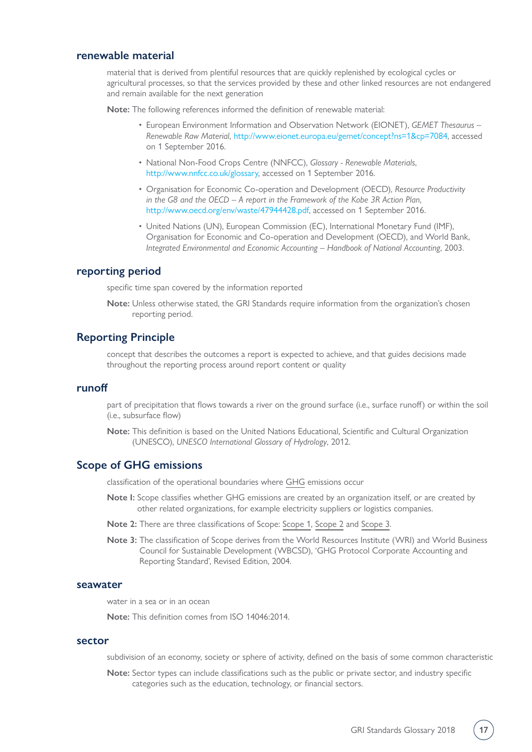## renewable material

material that is derived from plentiful resources that are quickly replenished by ecological cycles or agricultural processes, so that the services provided by these and other linked resources are not endangered and remain available for the next generation

**Note:** The following references informed the definition of renewable material:

- European Environment Information and Observation Network (EIONET), *GEMET Thesaurus – Renewable Raw Material*, http://www.eionet.europa.eu/gemet/concept?ns=1&cp=7084, accessed on 1 September 2016.
- National Non-Food Crops Centre (NNFCC), *Glossary - Renewable Materials*, http://www.nnfcc.co.uk/glossary, accessed on 1 September 2016.
- Organisation for Economic Co-operation and Development (OECD), *Resource Productivity in the G8 and the OECD – A report in the Framework of the Kobe 3R Action Plan*, http://www.oecd.org/env/waste/47944428.pdf, accessed on 1 September 2016.
- United Nations (UN), European Commission (EC), International Monetary Fund (IMF), Organisation for Economic and Co-operation and Development (OECD), and World Bank, *Integrated Environmental and Economic Accounting – Handbook of National Accounting*, 2003.

## reporting period

specific time span covered by the information reported

**Note:** Unless otherwise stated, the GRI Standards require information from the organization's chosen reporting period.

## Reporting Principle

concept that describes the outcomes a report is expected to achieve, and that guides decisions made throughout the reporting process around report content or quality

## runoff

part of precipitation that flows towards a river on the ground surface (i.e., surface runoff) or within the soil (i.e., subsurface flow)

**Note:** This definition is based on the United Nations Educational, Scientific and Cultural Organization (UNESCO), *UNESCO International Glossary of Hydrology*, 2012.

## Scope of GHG emissions

classification of the operational boundaries where GHG emissions occur

**Note I:** Scope classifies whether GHG emissions are created by an organization itself, or are created by other related organizations, for example electricity suppliers or logistics companies.

**Note 2:** There are three classifications of Scope: Scope 1, Scope 2 and Scope 3.

**Note 3:** The classification of Scope derives from the World Resources Institute (WRI) and World Business Council for Sustainable Development (WBCSD), 'GHG Protocol Corporate Accounting and Reporting Standard', Revised Edition, 2004.

## seawater

water in a sea or in an ocean

**Note:** This definition comes from ISO 14046:2014.

## sector

subdivision of an economy, society or sphere of activity, defined on the basis of some common characteristic

**Note:** Sector types can include classifications such as the public or private sector, and industry specific categories such as the education, technology, or financial sectors.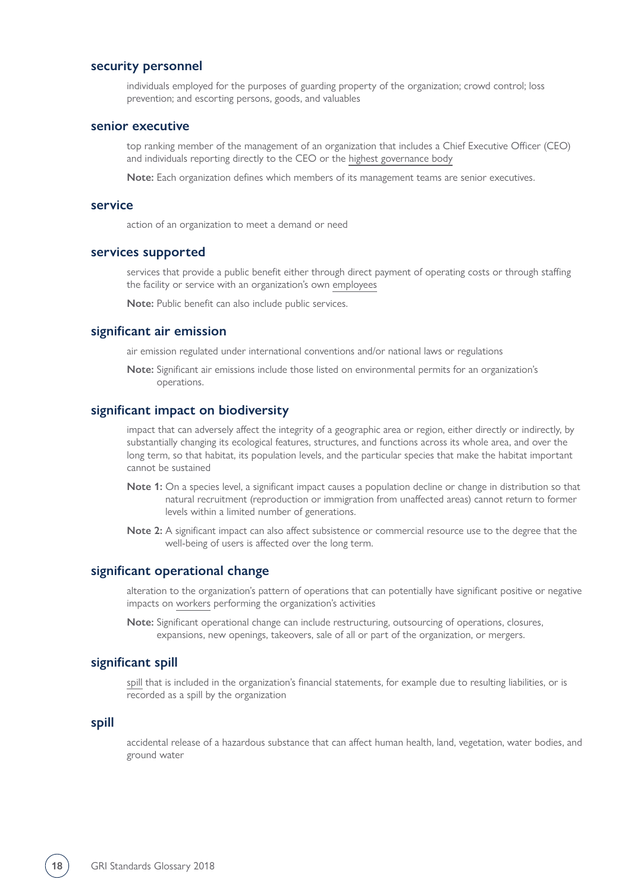### security personnel

individuals employed for the purposes of guarding property of the organization; crowd control; loss prevention; and escorting persons, goods, and valuables

### senior executive

top ranking member of the management of an organization that includes a Chief Executive Officer (CEO) and individuals reporting directly to the CEO or the highest governance body

**Note:** Each organization defines which members of its management teams are senior executives.

### service

action of an organization to meet a demand or need

### services supported

services that provide a public benefit either through direct payment of operating costs or through staffing the facility or service with an organization's own employees

**Note:** Public benefit can also include public services.

### significant air emission

air emission regulated under international conventions and/or national laws or regulations

**Note:** Significant air emissions include those listed on environmental permits for an organization's operations.

### significant impact on biodiversity

impact that can adversely affect the integrity of a geographic area or region, either directly or indirectly, by substantially changing its ecological features, structures, and functions across its whole area, and over the long term, so that habitat, its population levels, and the particular species that make the habitat important cannot be sustained

**Note 1:** On a species level, a significant impact causes a population decline or change in distribution so that natural recruitment (reproduction or immigration from unaffected areas) cannot return to former levels within a limited number of generations.

**Note 2:** A significant impact can also affect subsistence or commercial resource use to the degree that the well-being of users is affected over the long term.

### significant operational change

alteration to the organization's pattern of operations that can potentially have significant positive or negative impacts on workers performing the organization's activities

**Note:** Significant operational change can include restructuring, outsourcing of operations, closures, expansions, new openings, takeovers, sale of all or part of the organization, or mergers.

### significant spill

spill that is included in the organization's financial statements, for example due to resulting liabilities, or is recorded as a spill by the organization

### spill

accidental release of a hazardous substance that can affect human health, land, vegetation, water bodies, and ground water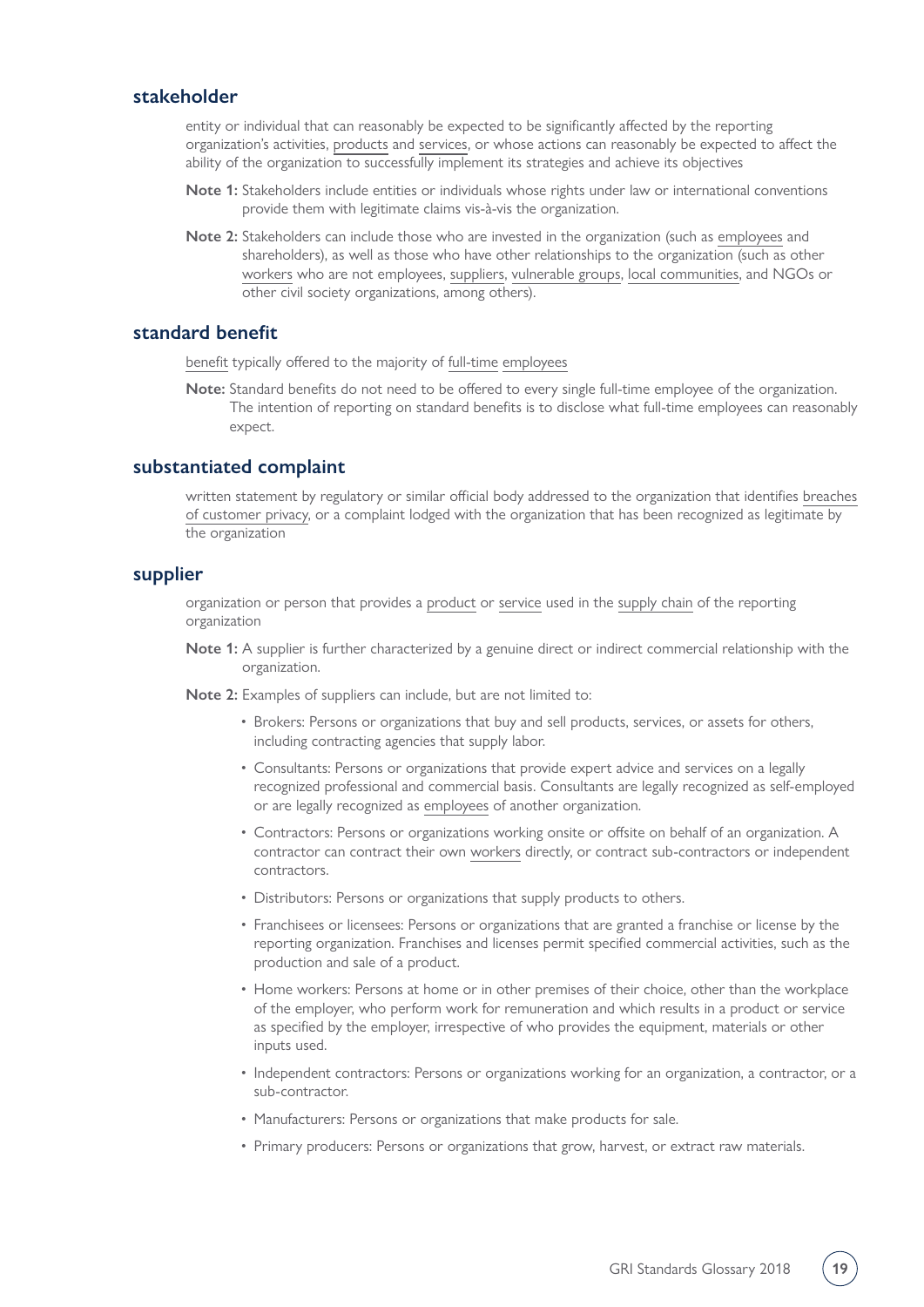## stakeholder

entity or individual that can reasonably be expected to be significantly affected by the reporting organization's activities, products and services, or whose actions can reasonably be expected to affect the ability of the organization to successfully implement its strategies and achieve its objectives

**Note 1:** Stakeholders include entities or individuals whose rights under law or international conventions provide them with legitimate claims vis-à-vis the organization.

**Note 2:** Stakeholders can include those who are invested in the organization (such as employees and shareholders), as well as those who have other relationships to the organization (such as other workers who are not employees, suppliers, vulnerable groups, local communities, and NGOs or other civil society organizations, among others).

## standard benefit

benefit typically offered to the majority of full-time employees

**Note:** Standard benefits do not need to be offered to every single full-time employee of the organization. The intention of reporting on standard benefits is to disclose what full-time employees can reasonably expect.

## substantiated complaint

written statement by regulatory or similar official body addressed to the organization that identifies breaches of customer privacy, or a complaint lodged with the organization that has been recognized as legitimate by the organization

## supplier

organization or person that provides a product or service used in the supply chain of the reporting organization

**Note 1:** A supplier is further characterized by a genuine direct or indirect commercial relationship with the organization.

**Note 2:** Examples of suppliers can include, but are not limited to:

- Brokers: Persons or organizations that buy and sell products, services, or assets for others, including contracting agencies that supply labor.
- Consultants: Persons or organizations that provide expert advice and services on a legally recognized professional and commercial basis. Consultants are legally recognized as self-employed or are legally recognized as employees of another organization.
- Contractors: Persons or organizations working onsite or offsite on behalf of an organization. A contractor can contract their own workers directly, or contract sub-contractors or independent contractors.
- Distributors: Persons or organizations that supply products to others.
- Franchisees or licensees: Persons or organizations that are granted a franchise or license by the reporting organization. Franchises and licenses permit specified commercial activities, such as the production and sale of a product.
- Home workers: Persons at home or in other premises of their choice, other than the workplace of the employer, who perform work for remuneration and which results in a product or service as specified by the employer, irrespective of who provides the equipment, materials or other inputs used.
- Independent contractors: Persons or organizations working for an organization, a contractor, or a sub-contractor.
- Manufacturers: Persons or organizations that make products for sale.
- Primary producers: Persons or organizations that grow, harvest, or extract raw materials.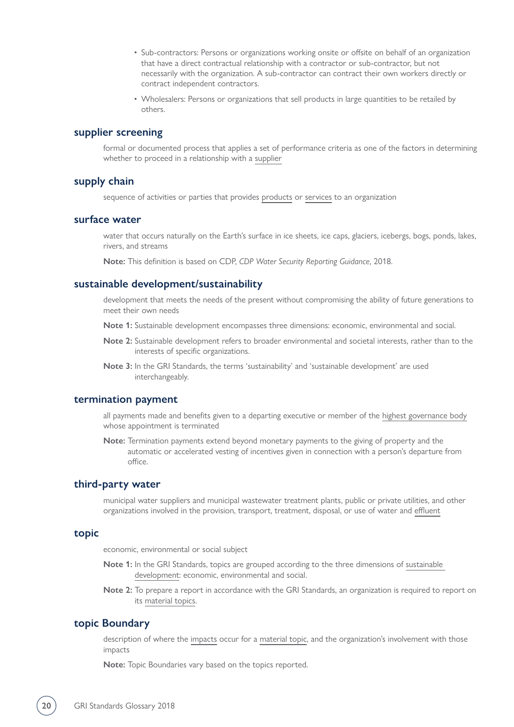- Sub-contractors: Persons or organizations working onsite or offsite on behalf of an organization that have a direct contractual relationship with a contractor or sub-contractor, but not necessarily with the organization. A sub-contractor can contract their own workers directly or contract independent contractors.
- Wholesalers: Persons or organizations that sell products in large quantities to be retailed by others.

## supplier screening

formal or documented process that applies a set of performance criteria as one of the factors in determining whether to proceed in a relationship with a supplier

## supply chain

sequence of activities or parties that provides products or services to an organization

## surface water

water that occurs naturally on the Earth's surface in ice sheets, ice caps, glaciers, icebergs, bogs, ponds, lakes, rivers, and streams

**Note:** This definition is based on CDP, *CDP Water Security Reporting Guidance*, 2018.

## sustainable development/sustainability

development that meets the needs of the present without compromising the ability of future generations to meet their own needs

**Note 1:** Sustainable development encompasses three dimensions: economic, environmental and social.

**Note 2:** Sustainable development refers to broader environmental and societal interests, rather than to the interests of specific organizations.

**Note 3:** In the GRI Standards, the terms 'sustainability' and 'sustainable development' are used interchangeably.

## termination payment

all payments made and benefits given to a departing executive or member of the highest governance body whose appointment is terminated

**Note:** Termination payments extend beyond monetary payments to the giving of property and the automatic or accelerated vesting of incentives given in connection with a person's departure from office.

## third-party water

municipal water suppliers and municipal wastewater treatment plants, public or private utilities, and other organizations involved in the provision, transport, treatment, disposal, or use of water and effluent

## topic

economic, environmental or social subject

**Note 1:** In the GRI Standards, topics are grouped according to the three dimensions of sustainable development: economic, environmental and social.

**Note 2:** To prepare a report in accordance with the GRI Standards, an organization is required to report on its material topics.

## topic Boundary

description of where the impacts occur for a material topic, and the organization's involvement with those impacts

**Note:** Topic Boundaries vary based on the topics reported.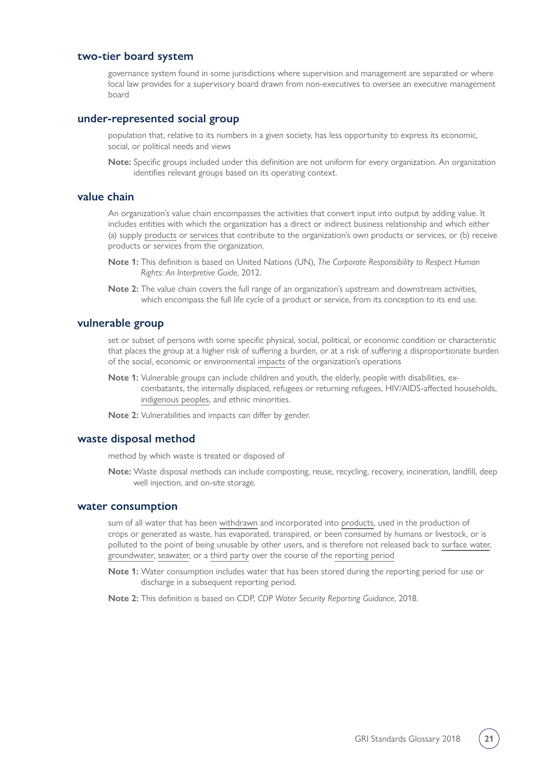## two-tier board system

governance system found in some jurisdictions where supervision and management are separated or where local law provides for a supervisory board drawn from non-executives to oversee an executive management board

## under-represented social group

population that, relative to its numbers in a given society, has less opportunity to express its economic, social, or political needs and views

**Note:** Specific groups included under this definition are not uniform for every organization. An organization identifies relevant groups based on its operating context.

## value chain

An organization's value chain encompasses the activities that convert input into output by adding value. It includes entities with which the organization has a direct or indirect business relationship and which either (a) supply products or services that contribute to the organization's own products or services, or (b) receive products or services from the organization.

**Note 1:** This definition is based on United Nations (UN), *The Corporate Responsibility to Respect Human Rights: An Interpretive Guide*, 2012.

**Note 2:** The value chain covers the full range of an organization's upstream and downstream activities, which encompass the full life cycle of a product or service, from its conception to its end use.

## vulnerable group

set or subset of persons with some specific physical, social, political, or economic condition or characteristic that places the group at a higher risk of suffering a burden, or at a risk of suffering a disproportionate burden of the social, economic or environmental impacts of the organization's operations

**Note 1:** Vulnerable groups can include children and youth, the elderly, people with disabilities, ex-combatants, the internally displaced, refugees or returning refugees, HIV/AIDS-affected households, indigenous peoples, and ethnic minorities.

**Note 2:** Vulnerabilities and impacts can differ by gender.

## waste disposal method

method by which waste is treated or disposed of

**Note:** Waste disposal methods can include composting, reuse, recycling, recovery, incineration, landfill, deep well injection, and on-site storage.

## water consumption

sum of all water that has been withdrawn and incorporated into products, used in the production of crops or generated as waste, has evaporated, transpired, or been consumed by humans or livestock, or is polluted to the point of being unusable by other users, and is therefore not released back to surface water, groundwater, seawater, or a third party over the course of the reporting period

**Note 1:** Water consumption includes water that has been stored during the reporting period for use or discharge in a subsequent reporting period.

**Note 2:** This definition is based on CDP, *CDP Water Security Reporting Guidance*, 2018.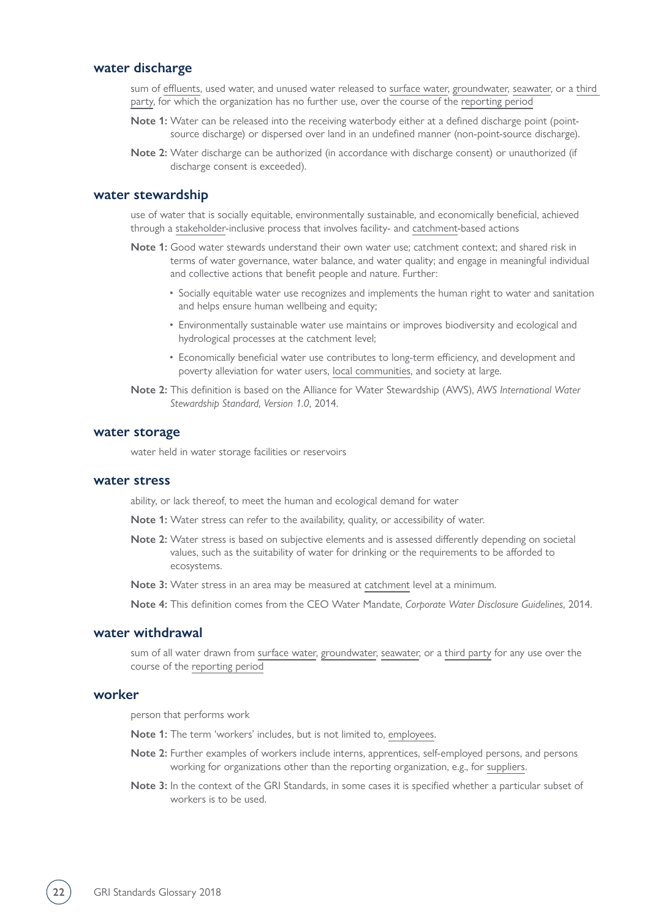## water discharge

sum of effluents, used water, and unused water released to surface water, groundwater, seawater, or a third party, for which the organization has no further use, over the course of the reporting period

**Note 1:** Water can be released into the receiving waterbody either at a defined discharge point (point-source discharge) or dispersed over land in an undefined manner (non-point-source discharge).

**Note 2:** Water discharge can be authorized (in accordance with discharge consent) or unauthorized (if discharge consent is exceeded).

## water stewardship

use of water that is socially equitable, environmentally sustainable, and economically beneficial, achieved through a stakeholder-inclusive process that involves facility- and catchment-based actions

**Note 1:** Good water stewards understand their own water use; catchment context; and shared risk in terms of water governance, water balance, and water quality; and engage in meaningful individual and collective actions that benefit people and nature. Further:

- Socially equitable water use recognizes and implements the human right to water and sanitation and helps ensure human wellbeing and equity;
- Environmentally sustainable water use maintains or improves biodiversity and ecological and hydrological processes at the catchment level;
- Economically beneficial water use contributes to long-term efficiency, and development and poverty alleviation for water users, local communities, and society at large.

**Note 2:** This definition is based on the Alliance for Water Stewardship (AWS), *AWS International Water Stewardship Standard, Version 1.0*, 2014.

## water storage

water held in water storage facilities or reservoirs

## water stress

ability, or lack thereof, to meet the human and ecological demand for water

**Note 1:** Water stress can refer to the availability, quality, or accessibility of water.

**Note 2:** Water stress is based on subjective elements and is assessed differently depending on societal values, such as the suitability of water for drinking or the requirements to be afforded to ecosystems.

**Note 3:** Water stress in an area may be measured at catchment level at a minimum.

**Note 4:** This definition comes from the CEO Water Mandate, *Corporate Water Disclosure Guidelines*, 2014.

## water withdrawal

sum of all water drawn from surface water, groundwater, seawater, or a third party for any use over the course of the reporting period

## worker

person that performs work

**Note 1:** The term 'workers' includes, but is not limited to, employees.

**Note 2:** Further examples of workers include interns, apprentices, self-employed persons, and persons working for organizations other than the reporting organization, e.g., for suppliers.

**Note 3:** In the context of the GRI Standards, in some cases it is specified whether a particular subset of workers is to be used.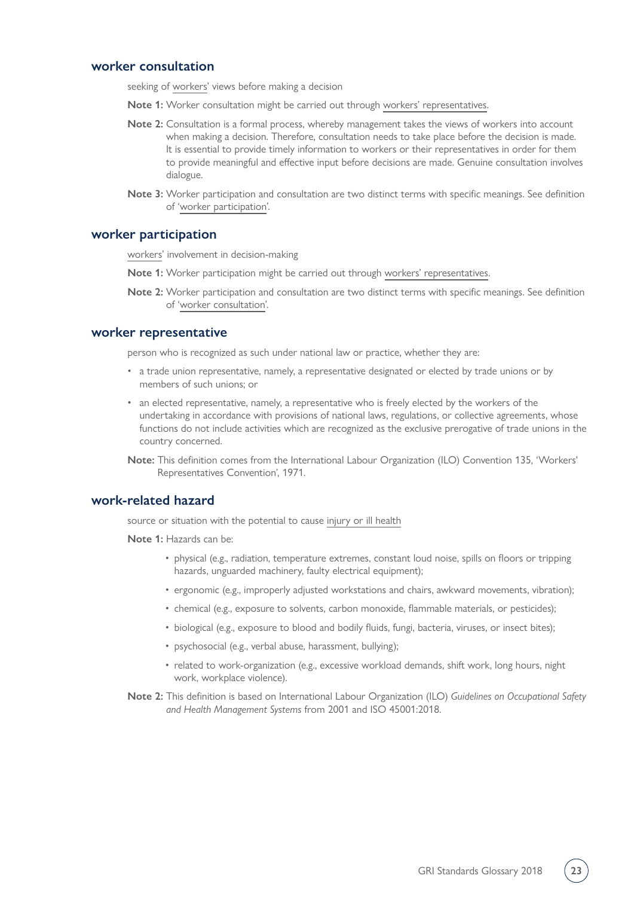## worker consultation

seeking of workers' views before making a decision

**Note 1:** Worker consultation might be carried out through workers' representatives.

**Note 2:** Consultation is a formal process, whereby management takes the views of workers into account when making a decision. Therefore, consultation needs to take place before the decision is made. It is essential to provide timely information to workers or their representatives in order for them to provide meaningful and effective input before decisions are made. Genuine consultation involves dialogue.

**Note 3:** Worker participation and consultation are two distinct terms with specific meanings. See definition of 'worker participation'.

## worker participation

workers' involvement in decision-making

**Note 1:** Worker participation might be carried out through workers' representatives.

**Note 2:** Worker participation and consultation are two distinct terms with specific meanings. See definition of 'worker consultation'.

## worker representative

person who is recognized as such under national law or practice, whether they are:

- a trade union representative, namely, a representative designated or elected by trade unions or by members of such unions; or
- an elected representative, namely, a representative who is freely elected by the workers of the undertaking in accordance with provisions of national laws, regulations, or collective agreements, whose functions do not include activities which are recognized as the exclusive prerogative of trade unions in the country concerned.

**Note:** This definition comes from the International Labour Organization (ILO) Convention 135, 'Workers' Representatives Convention', 1971.

## work-related hazard

source or situation with the potential to cause injury or ill health

**Note 1:** Hazards can be:

- physical (e.g., radiation, temperature extremes, constant loud noise, spills on floors or tripping hazards, unguarded machinery, faulty electrical equipment);
- ergonomic (e.g., improperly adjusted workstations and chairs, awkward movements, vibration);
- chemical (e.g., exposure to solvents, carbon monoxide, flammable materials, or pesticides);
- biological (e.g., exposure to blood and bodily fluids, fungi, bacteria, viruses, or insect bites);
- psychosocial (e.g., verbal abuse, harassment, bullying);
- related to work-organization (e.g., excessive workload demands, shift work, long hours, night work, workplace violence).

**Note 2:** This definition is based on International Labour Organization (ILO) *Guidelines on Occupational Safety and Health Management Systems* from 2001 and ISO 45001:2018.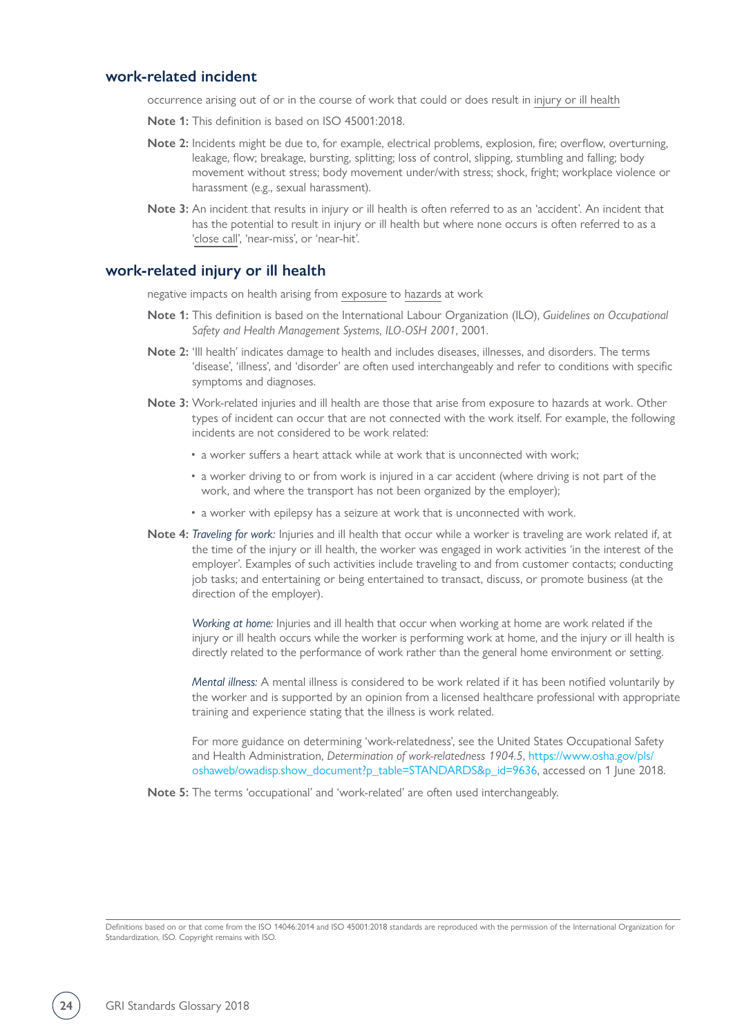## work-related incident

occurrence arising out of or in the course of work that could or does result in injury or ill health

**Note 1:** This definition is based on ISO 45001:2018.

**Note 2:** Incidents might be due to, for example, electrical problems, explosion, fire; overflow, overturning, leakage, flow; breakage, bursting, splitting; loss of control, slipping, stumbling and falling; body movement without stress; body movement under/with stress; shock, fright; workplace violence or harassment (e.g., sexual harassment).

**Note 3:** An incident that results in injury or ill health is often referred to as an 'accident'. An incident that has the potential to result in injury or ill health but where none occurs is often referred to as a 'close call', 'near-miss', or 'near-hit'.

## work-related injury or ill health

negative impacts on health arising from exposure to hazards at work

**Note 1:** This definition is based on the International Labour Organization (ILO), *Guidelines on Occupational Safety and Health Management Systems, ILO-OSH 2001*, 2001.

**Note 2:** 'Ill health' indicates damage to health and includes diseases, illnesses, and disorders. The terms 'disease', 'illness', and 'disorder' are often used interchangeably and refer to conditions with specific symptoms and diagnoses.

**Note 3:** Work-related injuries and ill health are those that arise from exposure to hazards at work. Other types of incident can occur that are not connected with the work itself. For example, the following incidents are not considered to be work related:

- a worker suffers a heart attack while at work that is unconnected with work;
- a worker driving to or from work is injured in a car accident (where driving is not part of the work, and where the transport has not been organized by the employer);
- a worker with epilepsy has a seizure at work that is unconnected with work.

**Note 4:** *Traveling for work:* Injuries and ill health that occur while a worker is traveling are work related if, at the time of the injury or ill health, the worker was engaged in work activities 'in the interest of the employer'. Examples of such activities include traveling to and from customer contacts; conducting job tasks; and entertaining or being entertained to transact, discuss, or promote business (at the direction of the employer).

*Working at home:* Injuries and ill health that occur when working at home are work related if the injury or ill health occurs while the worker is performing work at home, and the injury or ill health is directly related to the performance of work rather than the general home environment or setting.

*Mental illness:* A mental illness is considered to be work related if it has been notified voluntarily by the worker and is supported by an opinion from a licensed healthcare professional with appropriate training and experience stating that the illness is work related.

For more guidance on determining 'work-relatedness', see the United States Occupational Safety and Health Administration, *Determination of work-relatedness 1904.5*, https://www.osha.gov/pls/oshaweb/owadisp.show_document?p_table=STANDARDS&p_id=9636, accessed on 1 June 2018.

**Note 5:** The terms 'occupational' and 'work-related' are often used interchangeably.

Definitions based on or that come from the ISO 14046:2014 and ISO 45001:2018 standards are reproduced with the permission of the International Organization for Standardization, ISO. Copyright remains with ISO.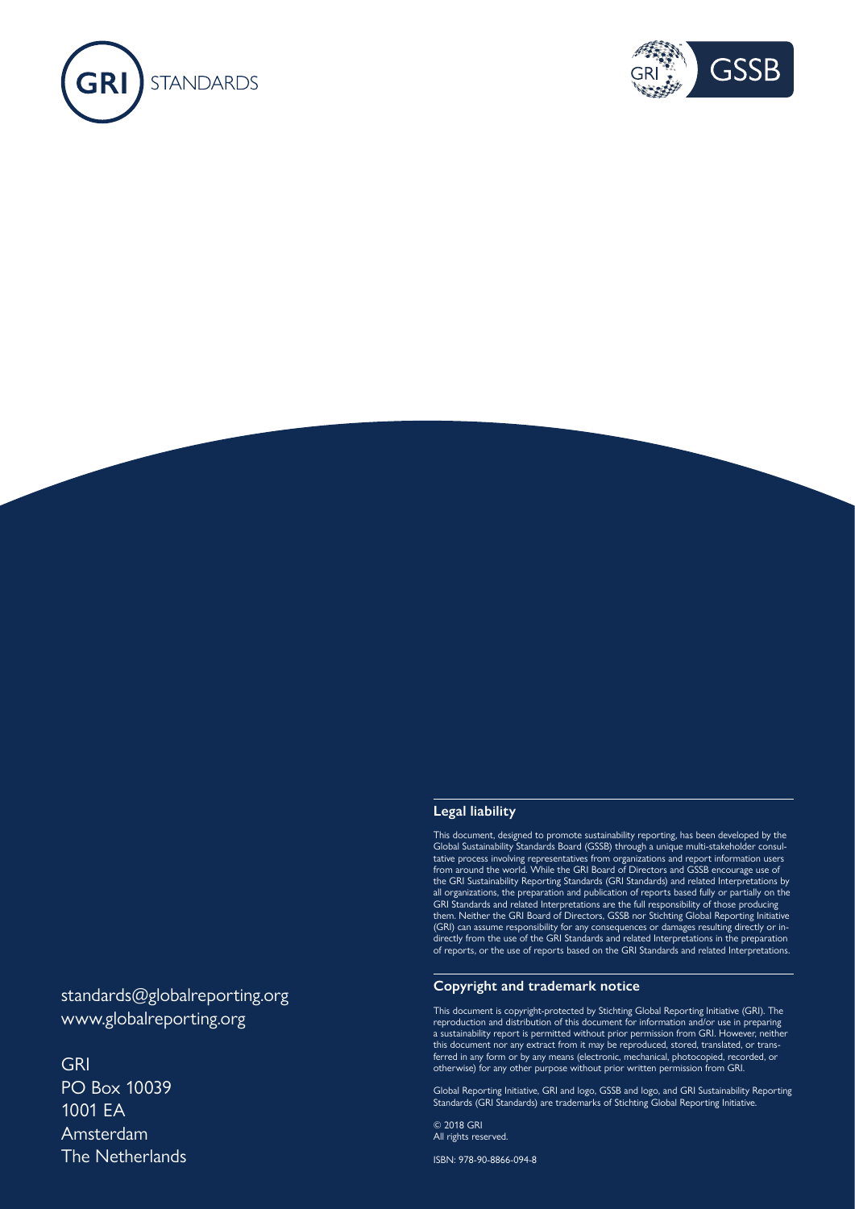GRI STANDARDS

GRI GSSB

## Legal liability

This document, designed to promote sustainability reporting, has been developed by the Global Sustainability Standards Board (GSSB) through a unique multi-stakeholder consultative process involving representatives from organizations and report information users from around the world. While the GRI Board of Directors and GSSB encourage use of the GRI Sustainability Reporting Standards (GRI Standards) and related Interpretations by all organizations, the preparation and publication of reports based fully or partially on the GRI Standards and related Interpretations are the full responsibility of those producing them. Neither the GRI Board of Directors, GSSB nor Stichting Global Reporting Initiative (GRI) can assume responsibility for any consequences or damages resulting directly or indirectly from the use of the GRI Standards and related Interpretations in the preparation of reports, or the use of reports based on the GRI Standards and related Interpretations.

## Copyright and trademark notice

This document is copyright-protected by Stichting Global Reporting Initiative (GRI). The reproduction and distribution of this document for information and/or use in preparing a sustainability report is permitted without prior permission from GRI. However, neither this document nor any extract from it may be reproduced, stored, translated, or transferred in any form or by any means (electronic, mechanical, photocopied, recorded, or otherwise) for any other purpose without prior written permission from GRI.

Global Reporting Initiative, GRI and logo, GSSB and logo, and GRI Sustainability Reporting Standards (GRI Standards) are trademarks of Stichting Global Reporting Initiative.

© 2018 GRI
All rights reserved.

ISBN: 978-90-8866-094-8

standards@globalreporting.org
www.globalreporting.org

GRI
PO Box 10039
1001 EA
Amsterdam
The Netherlands